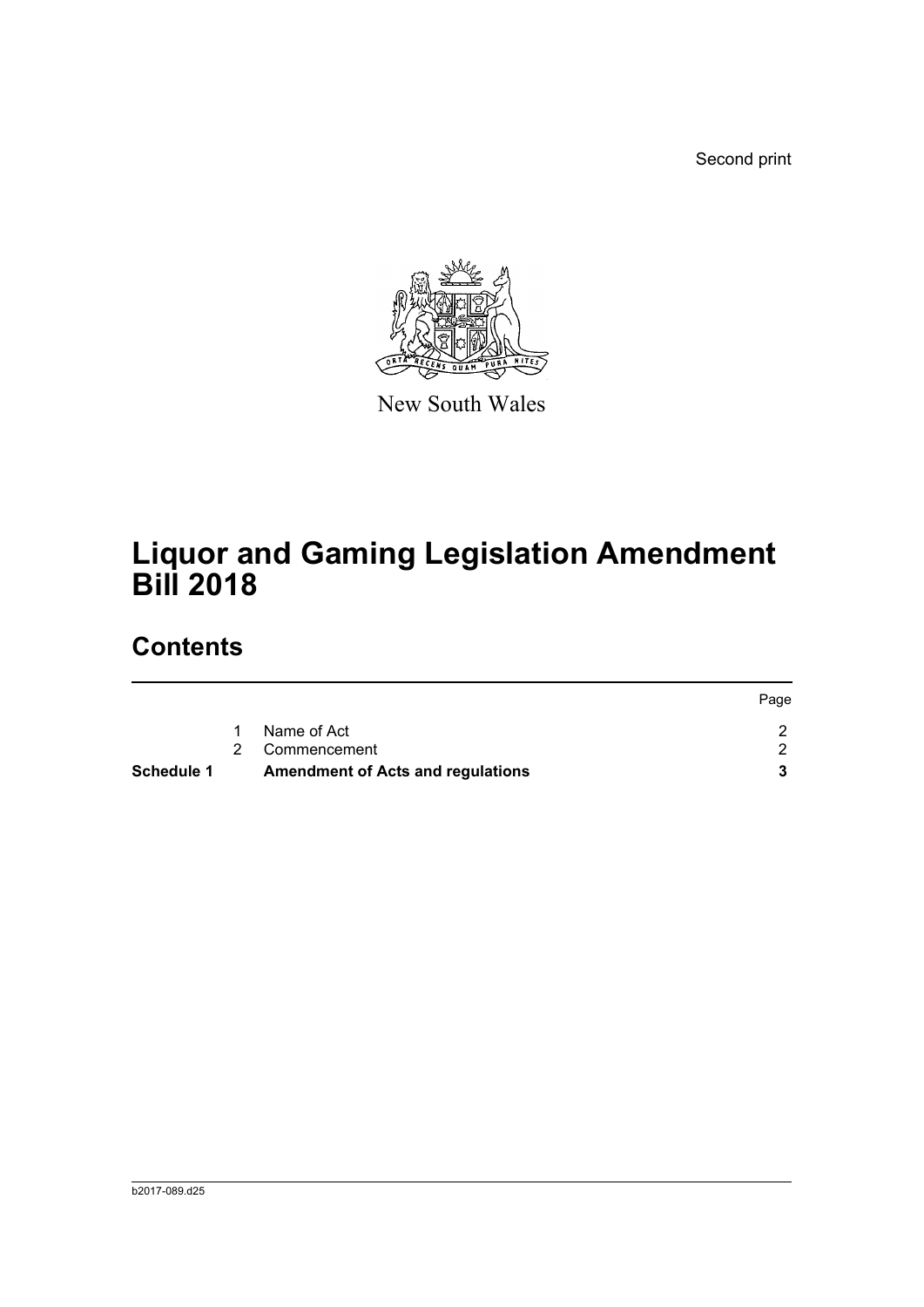Second print

New South Wales

# Liquor and Gaming Legislation Amendment Bill 2018

## Contents

| | | | Page |
|---|---|---|---|
| | 1 | Name of Act | 2 |
| | 2 | Commencement | 2 |
| **Schedule 1** | | **Amendment of Acts and regulations** | **3** |

b2017-089.d25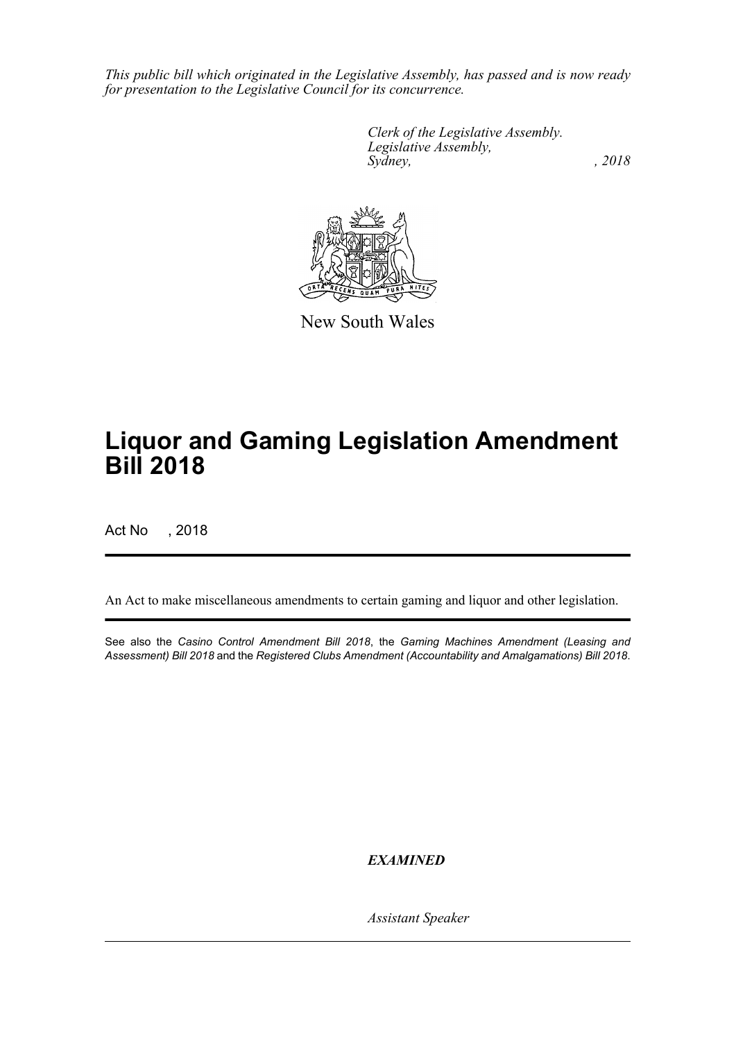*This public bill which originated in the Legislative Assembly, has passed and is now ready for presentation to the Legislative Council for its concurrence.*

*Clerk of the Legislative Assembly.*
*Legislative Assembly,*
*Sydney, , 2018*

New South Wales

# Liquor and Gaming Legislation Amendment Bill 2018

Act No , 2018

An Act to make miscellaneous amendments to certain gaming and liquor and other legislation.

See also the *Casino Control Amendment Bill 2018*, the *Gaming Machines Amendment (Leasing and Assessment) Bill 2018* and the *Registered Clubs Amendment (Accountability and Amalgamations) Bill 2018*.

***EXAMINED***

*Assistant Speaker*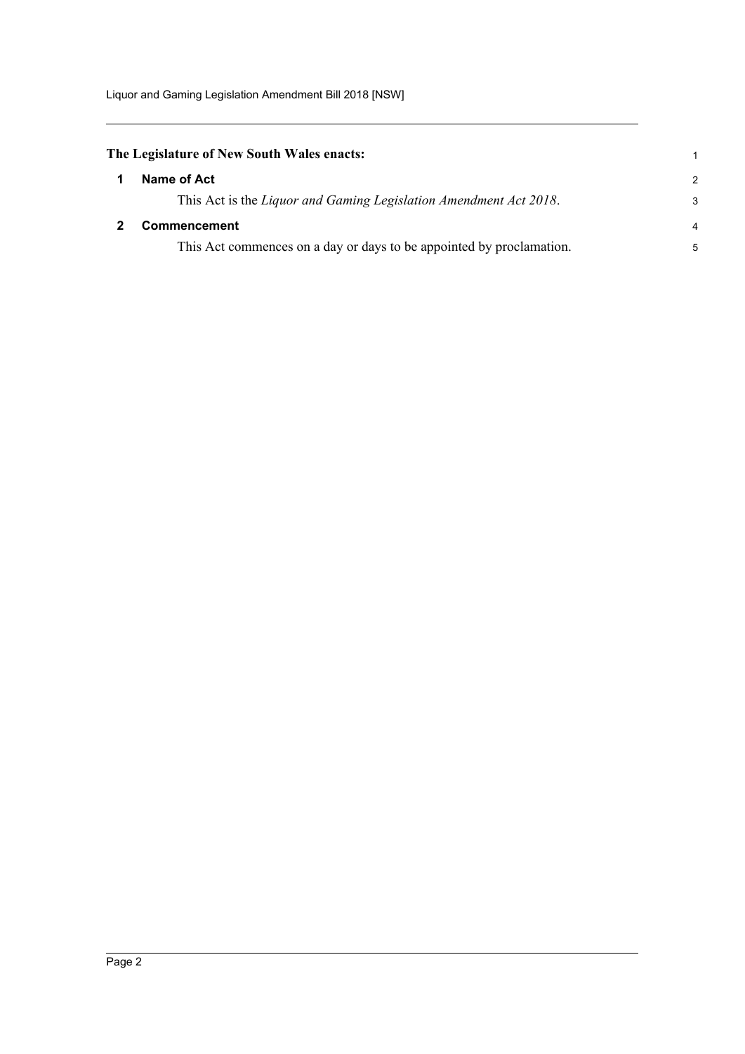**The Legislature of New South Wales enacts:**

## 1 Name of Act

This Act is the *Liquor and Gaming Legislation Amendment Act 2018*.

## 2 Commencement

This Act commences on a day or days to be appointed by proclamation.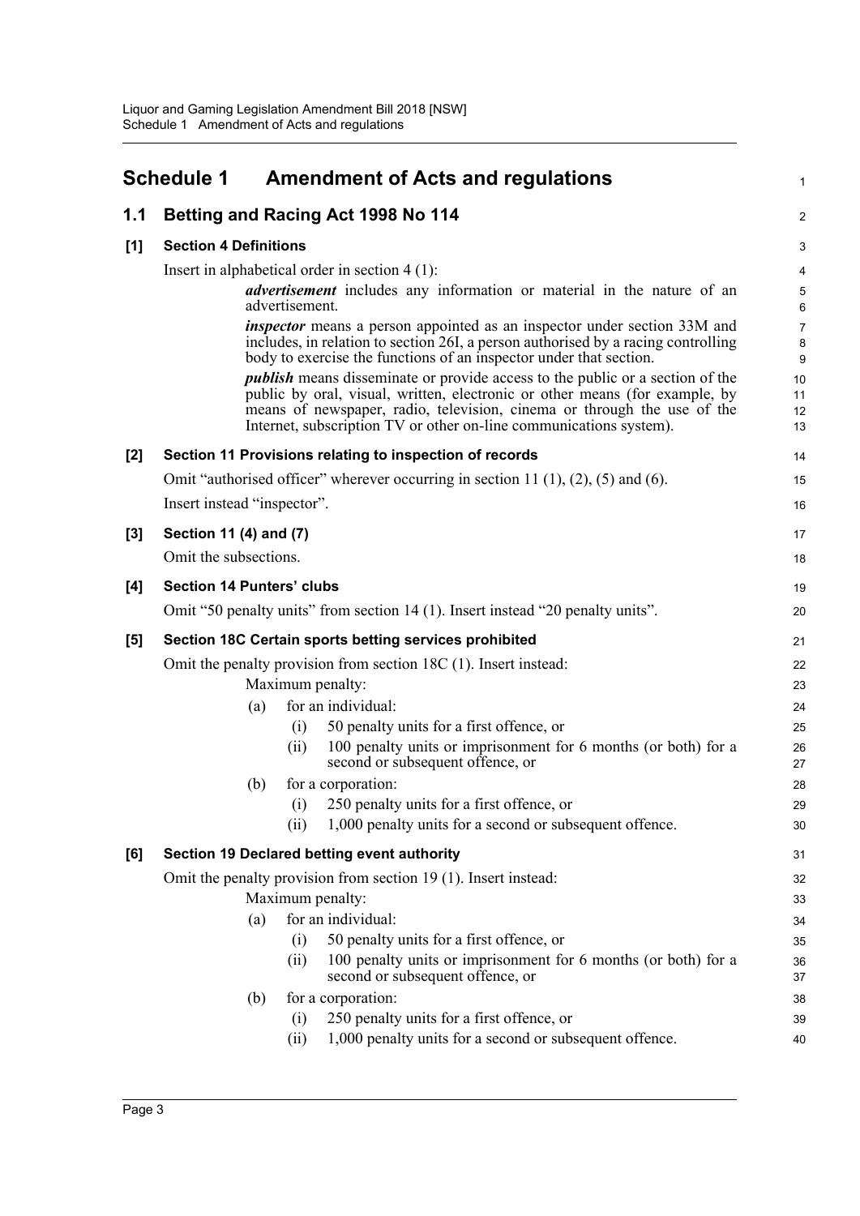# Schedule 1 Amendment of Acts and regulations

## 1.1 Betting and Racing Act 1998 No 114

### [1] Section 4 Definitions

Insert in alphabetical order in section 4 (1):

> ***advertisement*** includes any information or material in the nature of an advertisement.
>
> ***inspector*** means a person appointed as an inspector under section 33M and includes, in relation to section 26I, a person authorised by a racing controlling body to exercise the functions of an inspector under that section.
>
> ***publish*** means disseminate or provide access to the public or a section of the public by oral, visual, written, electronic or other means (for example, by means of newspaper, radio, television, cinema or through the use of the Internet, subscription TV or other on-line communications system).

### [2] Section 11 Provisions relating to inspection of records

Omit "authorised officer" wherever occurring in section 11 (1), (2), (5) and (6).

Insert instead "inspector".

### [3] Section 11 (4) and (7)

Omit the subsections.

### [4] Section 14 Punters' clubs

Omit "50 penalty units" from section 14 (1). Insert instead "20 penalty units".

### [5] Section 18C Certain sports betting services prohibited

Omit the penalty provision from section 18C (1). Insert instead:

Maximum penalty:

(a) for an individual:

- (i) 50 penalty units for a first offence, or
- (ii) 100 penalty units or imprisonment for 6 months (or both) for a second or subsequent offence, or

(b) for a corporation:

- (i) 250 penalty units for a first offence, or
- (ii) 1,000 penalty units for a second or subsequent offence.

### [6] Section 19 Declared betting event authority

Omit the penalty provision from section 19 (1). Insert instead:

Maximum penalty:

(a) for an individual:

- (i) 50 penalty units for a first offence, or
- (ii) 100 penalty units or imprisonment for 6 months (or both) for a second or subsequent offence, or

(b) for a corporation:

- (i) 250 penalty units for a first offence, or
- (ii) 1,000 penalty units for a second or subsequent offence.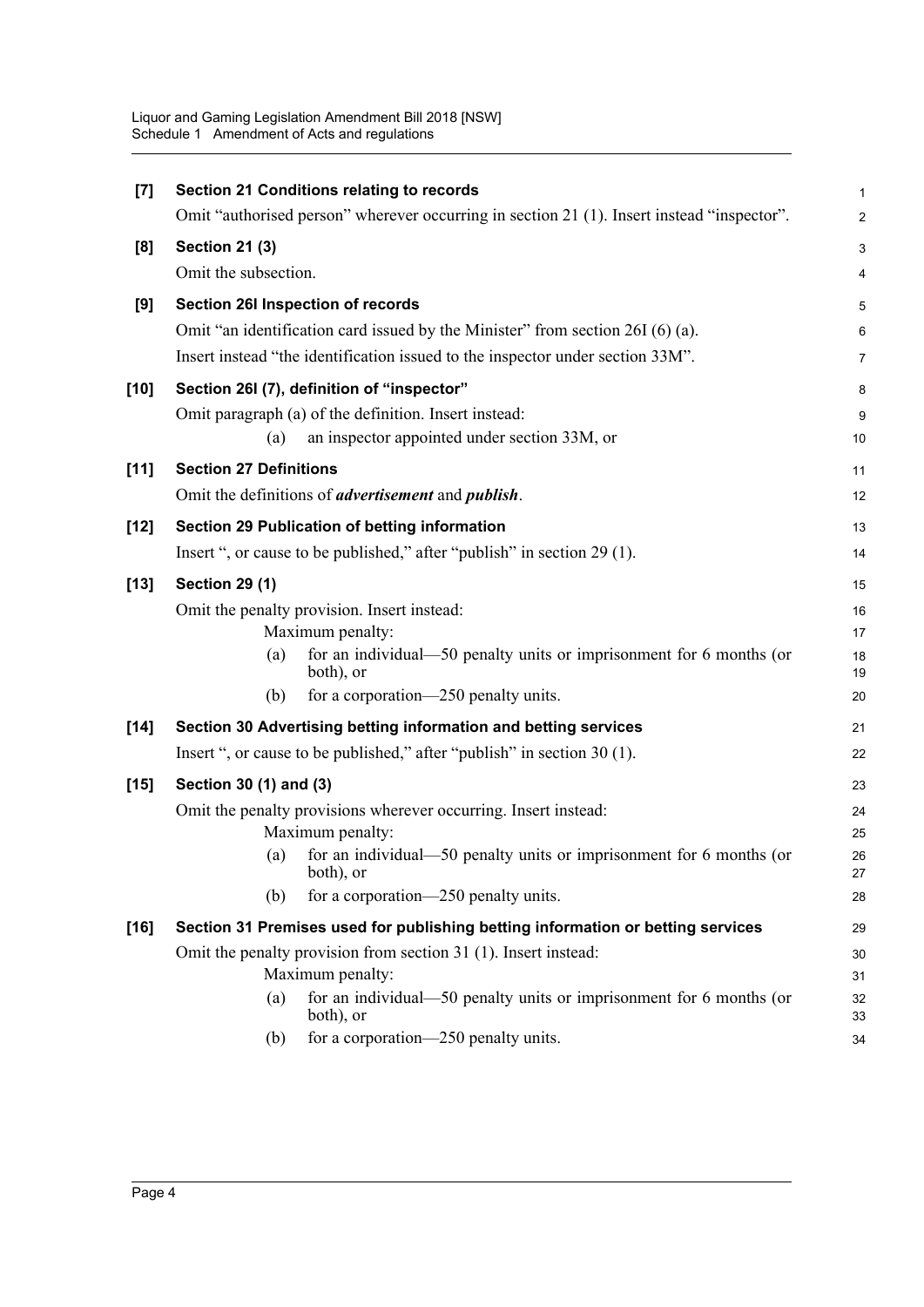**[7] Section 21 Conditions relating to records**

Omit "authorised person" wherever occurring in section 21 (1). Insert instead "inspector".

**[8] Section 21 (3)**

Omit the subsection.

**[9] Section 26I Inspection of records**

Omit "an identification card issued by the Minister" from section 26I (6) (a).

Insert instead "the identification issued to the inspector under section 33M".

**[10] Section 26I (7), definition of "inspector"**

Omit paragraph (a) of the definition. Insert instead:

(a) an inspector appointed under section 33M, or

**[11] Section 27 Definitions**

Omit the definitions of ***advertisement*** and ***publish***.

**[12] Section 29 Publication of betting information**

Insert ", or cause to be published," after "publish" in section 29 (1).

**[13] Section 29 (1)**

Omit the penalty provision. Insert instead:

Maximum penalty:

(a) for an individual—50 penalty units or imprisonment for 6 months (or both), or

(b) for a corporation—250 penalty units.

**[14] Section 30 Advertising betting information and betting services**

Insert ", or cause to be published," after "publish" in section 30 (1).

**[15] Section 30 (1) and (3)**

Omit the penalty provisions wherever occurring. Insert instead:

Maximum penalty:

(a) for an individual—50 penalty units or imprisonment for 6 months (or both), or

(b) for a corporation—250 penalty units.

**[16] Section 31 Premises used for publishing betting information or betting services**

Omit the penalty provision from section 31 (1). Insert instead:

Maximum penalty:

(a) for an individual—50 penalty units or imprisonment for 6 months (or both), or

(b) for a corporation—250 penalty units.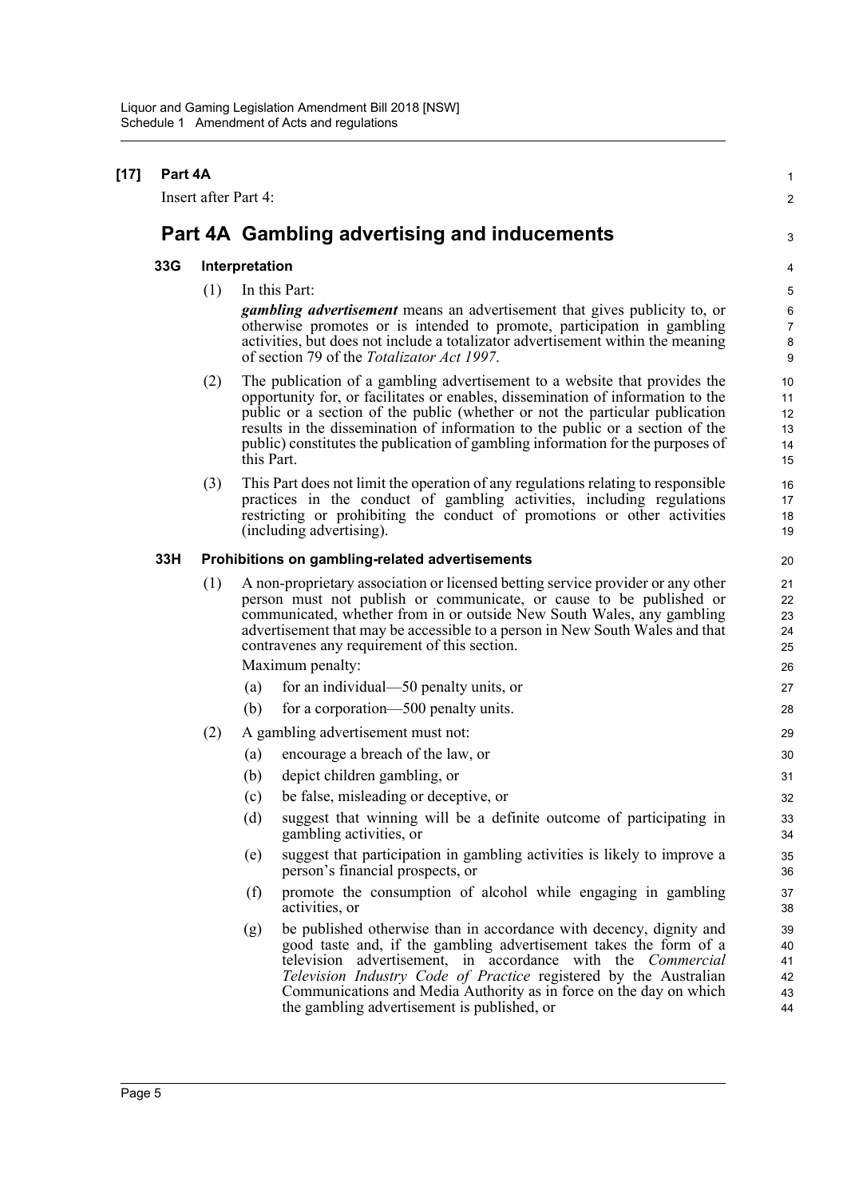**[17] Part 4A**

Insert after Part 4:

## Part 4A Gambling advertising and inducements

### 33G Interpretation

(1) In this Part:

***gambling advertisement*** means an advertisement that gives publicity to, or otherwise promotes or is intended to promote, participation in gambling activities, but does not include a totalizator advertisement within the meaning of section 79 of the *Totalizator Act 1997*.

(2) The publication of a gambling advertisement to a website that provides the opportunity for, or facilitates or enables, dissemination of information to the public or a section of the public (whether or not the particular publication results in the dissemination of information to the public or a section of the public) constitutes the publication of gambling information for the purposes of this Part.

(3) This Part does not limit the operation of any regulations relating to responsible practices in the conduct of gambling activities, including regulations restricting or prohibiting the conduct of promotions or other activities (including advertising).

### 33H Prohibitions on gambling-related advertisements

(1) A non-proprietary association or licensed betting service provider or any other person must not publish or communicate, or cause to be published or communicated, whether from in or outside New South Wales, any gambling advertisement that may be accessible to a person in New South Wales and that contravenes any requirement of this section.

Maximum penalty:

- (a) for an individual—50 penalty units, or
- (b) for a corporation—500 penalty units.

(2) A gambling advertisement must not:

- (a) encourage a breach of the law, or
- (b) depict children gambling, or
- (c) be false, misleading or deceptive, or
- (d) suggest that winning will be a definite outcome of participating in gambling activities, or
- (e) suggest that participation in gambling activities is likely to improve a person's financial prospects, or
- (f) promote the consumption of alcohol while engaging in gambling activities, or
- (g) be published otherwise than in accordance with decency, dignity and good taste and, if the gambling advertisement takes the form of a television advertisement, in accordance with the *Commercial Television Industry Code of Practice* registered by the Australian Communications and Media Authority as in force on the day on which the gambling advertisement is published, or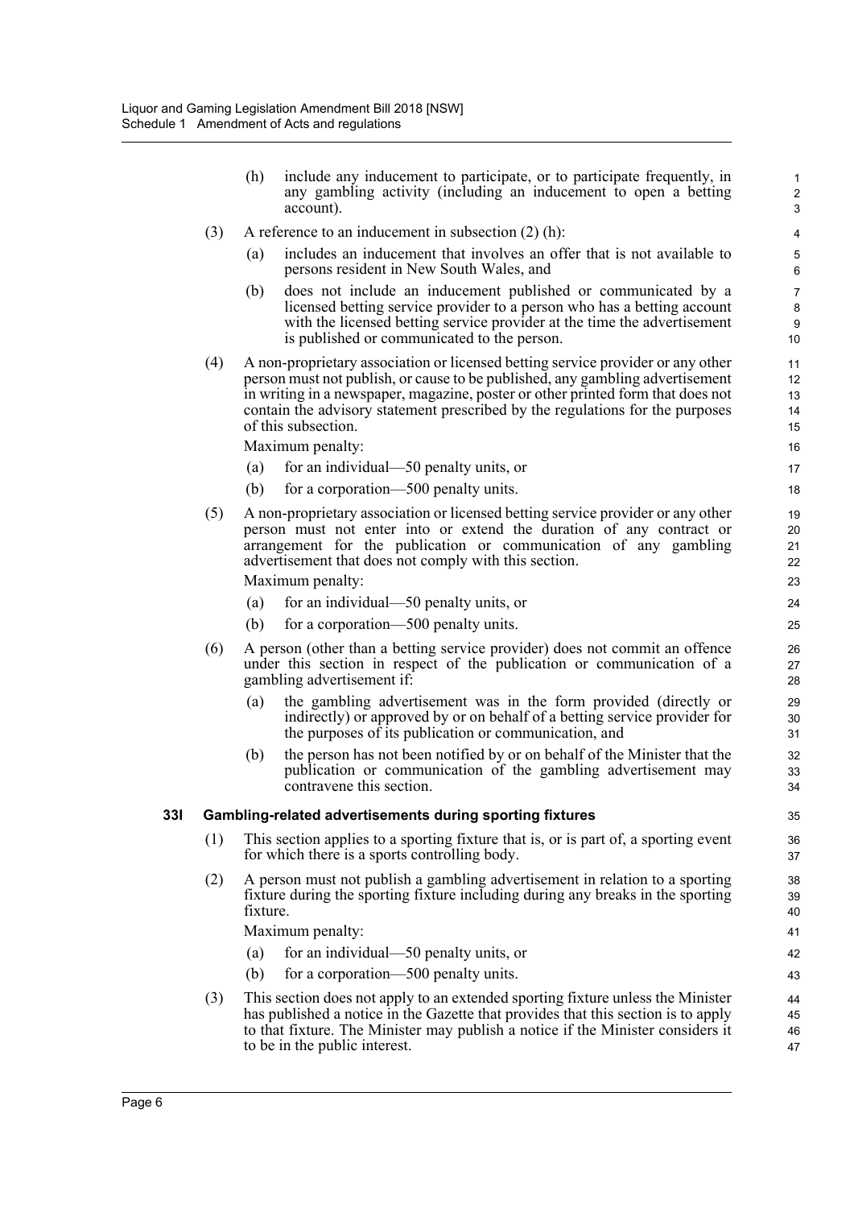(h) include any inducement to participate, or to participate frequently, in any gambling activity (including an inducement to open a betting account).

(3) A reference to an inducement in subsection (2) (h):

(a) includes an inducement that involves an offer that is not available to persons resident in New South Wales, and

(b) does not include an inducement published or communicated by a licensed betting service provider to a person who has a betting account with the licensed betting service provider at the time the advertisement is published or communicated to the person.

(4) A non-proprietary association or licensed betting service provider or any other person must not publish, or cause to be published, any gambling advertisement in writing in a newspaper, magazine, poster or other printed form that does not contain the advisory statement prescribed by the regulations for the purposes of this subsection.

Maximum penalty:

(a) for an individual—50 penalty units, or

(b) for a corporation—500 penalty units.

(5) A non-proprietary association or licensed betting service provider or any other person must not enter into or extend the duration of any contract or arrangement for the publication or communication of any gambling advertisement that does not comply with this section.

Maximum penalty:

(a) for an individual—50 penalty units, or

(b) for a corporation—500 penalty units.

(6) A person (other than a betting service provider) does not commit an offence under this section in respect of the publication or communication of a gambling advertisement if:

(a) the gambling advertisement was in the form provided (directly or indirectly) or approved by or on behalf of a betting service provider for the purposes of its publication or communication, and

(b) the person has not been notified by or on behalf of the Minister that the publication or communication of the gambling advertisement may contravene this section.

**33I Gambling-related advertisements during sporting fixtures**

(1) This section applies to a sporting fixture that is, or is part of, a sporting event for which there is a sports controlling body.

(2) A person must not publish a gambling advertisement in relation to a sporting fixture during the sporting fixture including during any breaks in the sporting fixture.

Maximum penalty:

(a) for an individual—50 penalty units, or

(b) for a corporation—500 penalty units.

(3) This section does not apply to an extended sporting fixture unless the Minister has published a notice in the Gazette that provides that this section is to apply to that fixture. The Minister may publish a notice if the Minister considers it to be in the public interest.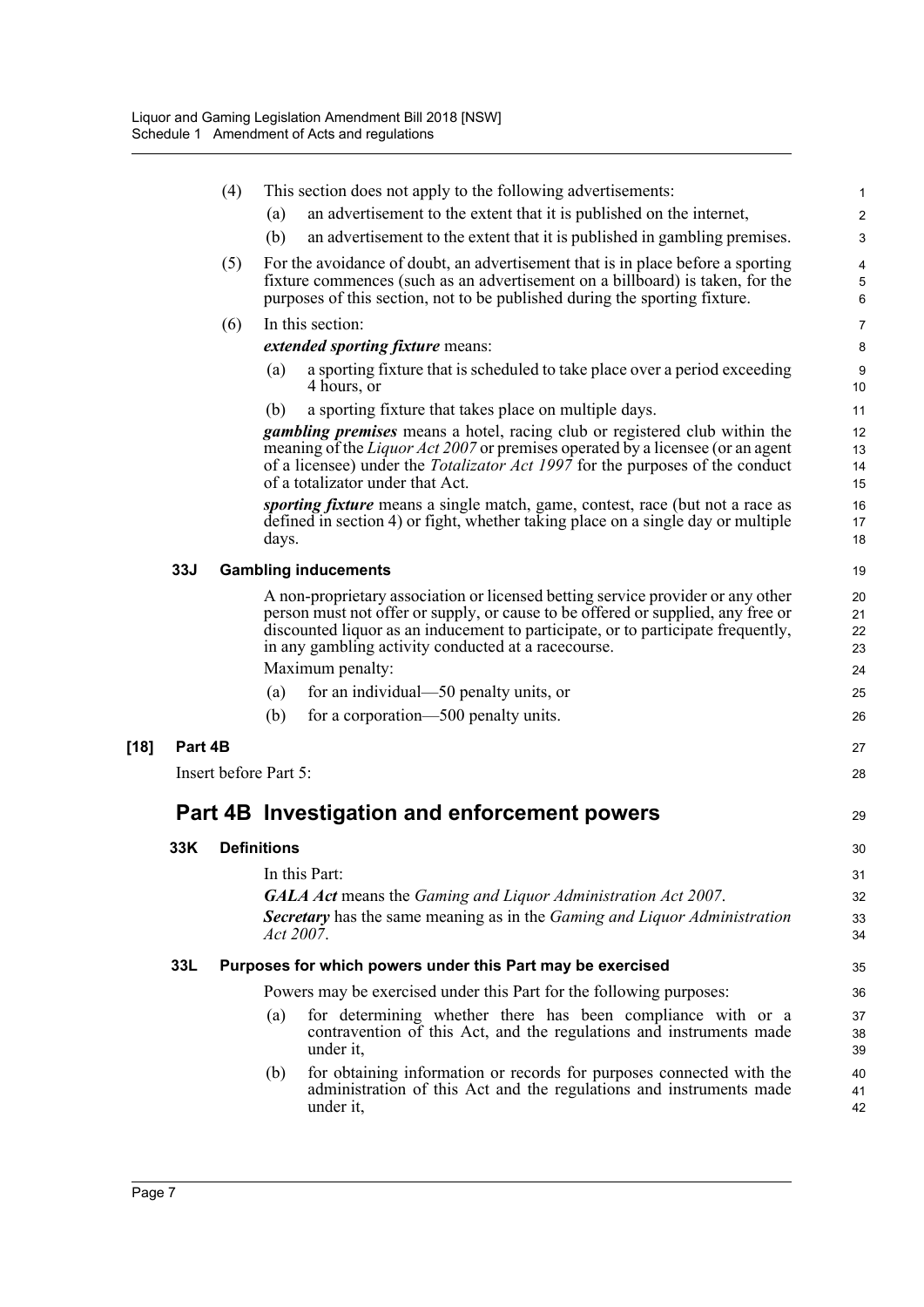(4) This section does not apply to the following advertisements:

(a) an advertisement to the extent that it is published on the internet,

(b) an advertisement to the extent that it is published in gambling premises.

(5) For the avoidance of doubt, an advertisement that is in place before a sporting fixture commences (such as an advertisement on a billboard) is taken, for the purposes of this section, not to be published during the sporting fixture.

(6) In this section:

***extended sporting fixture*** means:

(a) a sporting fixture that is scheduled to take place over a period exceeding 4 hours, or

(b) a sporting fixture that takes place on multiple days.

***gambling premises*** means a hotel, racing club or registered club within the meaning of the *Liquor Act 2007* or premises operated by a licensee (or an agent of a licensee) under the *Totalizator Act 1997* for the purposes of the conduct of a totalizator under that Act.

***sporting fixture*** means a single match, game, contest, race (but not a race as defined in section 4) or fight, whether taking place on a single day or multiple days.

**33J Gambling inducements**

A non-proprietary association or licensed betting service provider or any other person must not offer or supply, or cause to be offered or supplied, any free or discounted liquor as an inducement to participate, or to participate frequently, in any gambling activity conducted at a racecourse.

Maximum penalty:

(a) for an individual—50 penalty units, or

(b) for a corporation—500 penalty units.

**[18] Part 4B**

Insert before Part 5:

## Part 4B Investigation and enforcement powers

**33K Definitions**

In this Part:

***GALA Act*** means the *Gaming and Liquor Administration Act 2007*.

***Secretary*** has the same meaning as in the *Gaming and Liquor Administration Act 2007*.

**33L Purposes for which powers under this Part may be exercised**

Powers may be exercised under this Part for the following purposes:

(a) for determining whether there has been compliance with or a contravention of this Act, and the regulations and instruments made under it,

(b) for obtaining information or records for purposes connected with the administration of this Act and the regulations and instruments made under it,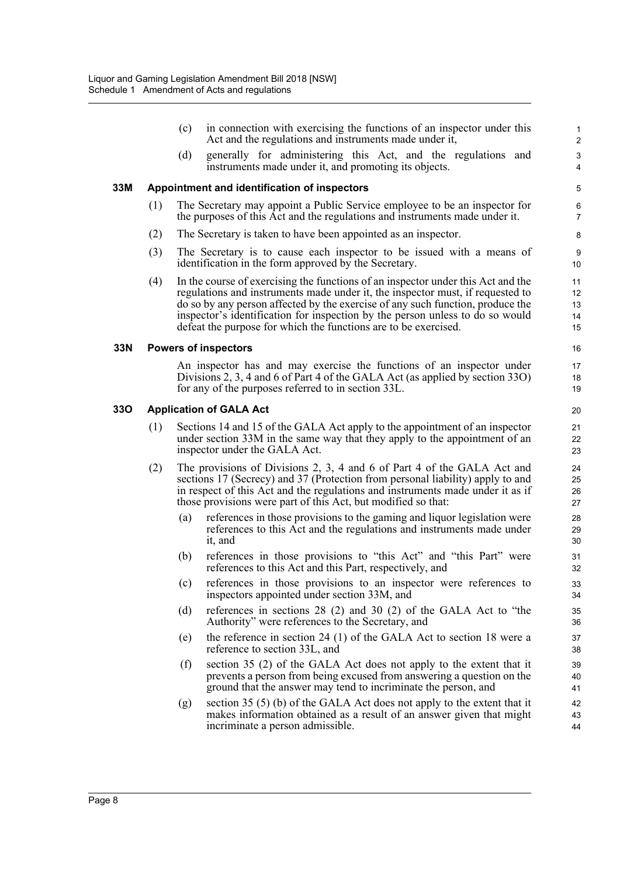(c) in connection with exercising the functions of an inspector under this Act and the regulations and instruments made under it,

(d) generally for administering this Act, and the regulations and instruments made under it, and promoting its objects.

### 33M Appointment and identification of inspectors

(1) The Secretary may appoint a Public Service employee to be an inspector for the purposes of this Act and the regulations and instruments made under it.

(2) The Secretary is taken to have been appointed as an inspector.

(3) The Secretary is to cause each inspector to be issued with a means of identification in the form approved by the Secretary.

(4) In the course of exercising the functions of an inspector under this Act and the regulations and instruments made under it, the inspector must, if requested to do so by any person affected by the exercise of any such function, produce the inspector's identification for inspection by the person unless to do so would defeat the purpose for which the functions are to be exercised.

### 33N Powers of inspectors

An inspector has and may exercise the functions of an inspector under Divisions 2, 3, 4 and 6 of Part 4 of the GALA Act (as applied by section 33O) for any of the purposes referred to in section 33L.

### 33O Application of GALA Act

(1) Sections 14 and 15 of the GALA Act apply to the appointment of an inspector under section 33M in the same way that they apply to the appointment of an inspector under the GALA Act.

(2) The provisions of Divisions 2, 3, 4 and 6 of Part 4 of the GALA Act and sections 17 (Secrecy) and 37 (Protection from personal liability) apply to and in respect of this Act and the regulations and instruments made under it as if those provisions were part of this Act, but modified so that:

(a) references in those provisions to the gaming and liquor legislation were references to this Act and the regulations and instruments made under it, and

(b) references in those provisions to "this Act" and "this Part" were references to this Act and this Part, respectively, and

(c) references in those provisions to an inspector were references to inspectors appointed under section 33M, and

(d) references in sections 28 (2) and 30 (2) of the GALA Act to "the Authority" were references to the Secretary, and

(e) the reference in section 24 (1) of the GALA Act to section 18 were a reference to section 33L, and

(f) section 35 (2) of the GALA Act does not apply to the extent that it prevents a person from being excused from answering a question on the ground that the answer may tend to incriminate the person, and

(g) section 35 (5) (b) of the GALA Act does not apply to the extent that it makes information obtained as a result of an answer given that might incriminate a person admissible.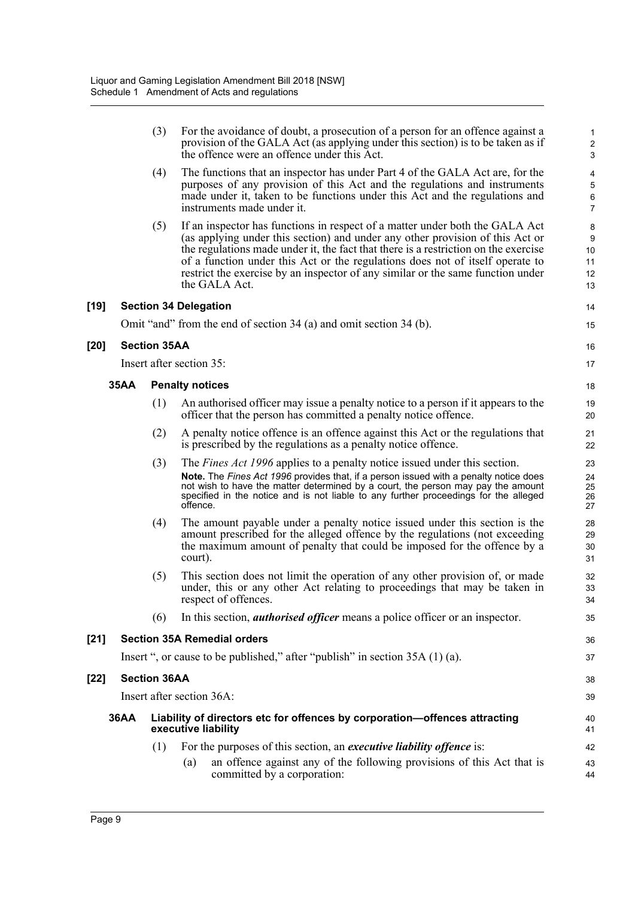(3) For the avoidance of doubt, a prosecution of a person for an offence against a provision of the GALA Act (as applying under this section) is to be taken as if the offence were an offence under this Act.

(4) The functions that an inspector has under Part 4 of the GALA Act are, for the purposes of any provision of this Act and the regulations and instruments made under it, taken to be functions under this Act and the regulations and instruments made under it.

(5) If an inspector has functions in respect of a matter under both the GALA Act (as applying under this section) and under any other provision of this Act or the regulations made under it, the fact that there is a restriction on the exercise of a function under this Act or the regulations does not of itself operate to restrict the exercise by an inspector of any similar or the same function under the GALA Act.

**[19] Section 34 Delegation**

Omit "and" from the end of section 34 (a) and omit section 34 (b).

**[20] Section 35AA**

Insert after section 35:

**35AA Penalty notices**

(1) An authorised officer may issue a penalty notice to a person if it appears to the officer that the person has committed a penalty notice offence.

(2) A penalty notice offence is an offence against this Act or the regulations that is prescribed by the regulations as a penalty notice offence.

(3) The *Fines Act 1996* applies to a penalty notice issued under this section.

**Note.** The *Fines Act 1996* provides that, if a person issued with a penalty notice does not wish to have the matter determined by a court, the person may pay the amount specified in the notice and is not liable to any further proceedings for the alleged offence.

(4) The amount payable under a penalty notice issued under this section is the amount prescribed for the alleged offence by the regulations (not exceeding the maximum amount of penalty that could be imposed for the offence by a court).

(5) This section does not limit the operation of any other provision of, or made under, this or any other Act relating to proceedings that may be taken in respect of offences.

(6) In this section, ***authorised officer*** means a police officer or an inspector.

**[21] Section 35A Remedial orders**

Insert ", or cause to be published," after "publish" in section 35A (1) (a).

**[22] Section 36AA**

Insert after section 36A:

**36AA Liability of directors etc for offences by corporation—offences attracting executive liability**

(1) For the purposes of this section, an ***executive liability offence*** is:

(a) an offence against any of the following provisions of this Act that is committed by a corporation: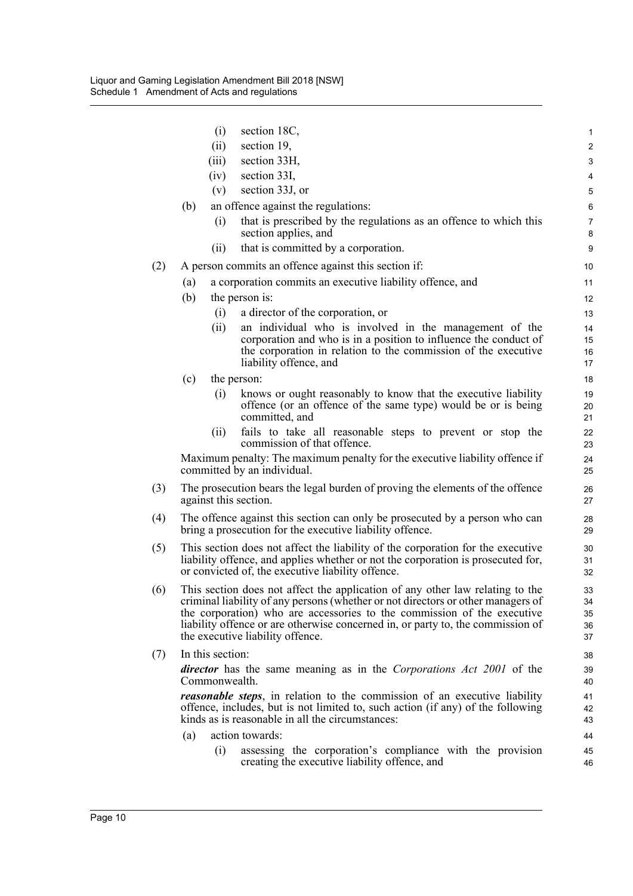(i) section 18C,

(ii) section 19,

(iii) section 33H,

(iv) section 33I,

(v) section 33J, or

(b) an offence against the regulations:

(i) that is prescribed by the regulations as an offence to which this section applies, and

(ii) that is committed by a corporation.

(2) A person commits an offence against this section if:

(a) a corporation commits an executive liability offence, and

(b) the person is:

(i) a director of the corporation, or

(ii) an individual who is involved in the management of the corporation and who is in a position to influence the conduct of the corporation in relation to the commission of the executive liability offence, and

(c) the person:

(i) knows or ought reasonably to know that the executive liability offence (or an offence of the same type) would be or is being committed, and

(ii) fails to take all reasonable steps to prevent or stop the commission of that offence.

Maximum penalty: The maximum penalty for the executive liability offence if committed by an individual.

(3) The prosecution bears the legal burden of proving the elements of the offence against this section.

(4) The offence against this section can only be prosecuted by a person who can bring a prosecution for the executive liability offence.

(5) This section does not affect the liability of the corporation for the executive liability offence, and applies whether or not the corporation is prosecuted for, or convicted of, the executive liability offence.

(6) This section does not affect the application of any other law relating to the criminal liability of any persons (whether or not directors or other managers of the corporation) who are accessories to the commission of the executive liability offence or are otherwise concerned in, or party to, the commission of the executive liability offence.

(7) In this section:

***director*** has the same meaning as in the *Corporations Act 2001* of the Commonwealth.

***reasonable steps***, in relation to the commission of an executive liability offence, includes, but is not limited to, such action (if any) of the following kinds as is reasonable in all the circumstances:

(a) action towards:

(i) assessing the corporation's compliance with the provision creating the executive liability offence, and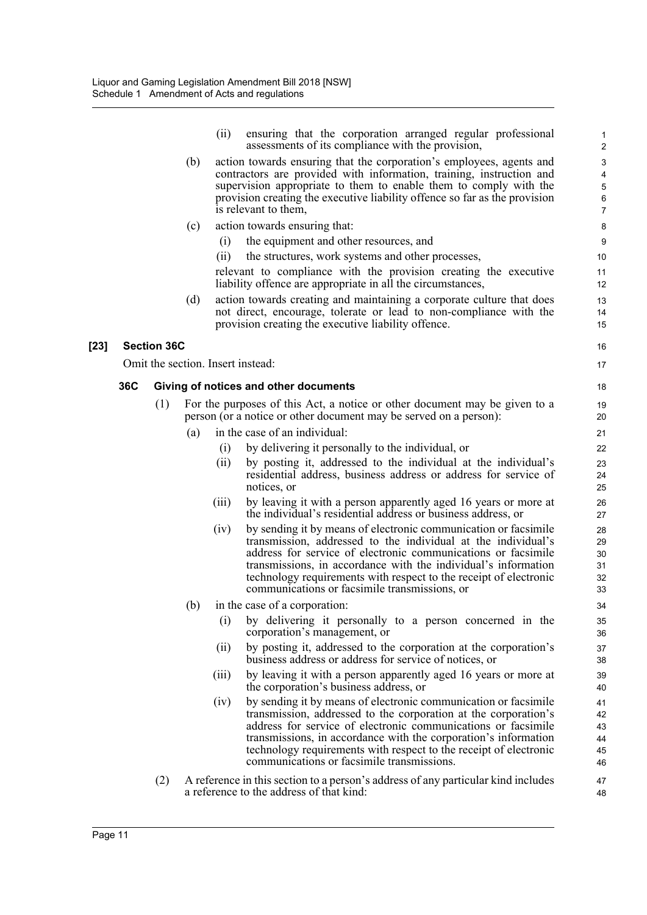(ii) ensuring that the corporation arranged regular professional assessments of its compliance with the provision,

(b) action towards ensuring that the corporation's employees, agents and contractors are provided with information, training, instruction and supervision appropriate to them to enable them to comply with the provision creating the executive liability offence so far as the provision is relevant to them,

(c) action towards ensuring that:

(i) the equipment and other resources, and

(ii) the structures, work systems and other processes,

relevant to compliance with the provision creating the executive liability offence are appropriate in all the circumstances,

(d) action towards creating and maintaining a corporate culture that does not direct, encourage, tolerate or lead to non-compliance with the provision creating the executive liability offence.

**[23] Section 36C**

Omit the section. Insert instead:

### 36C Giving of notices and other documents

(1) For the purposes of this Act, a notice or other document may be given to a person (or a notice or other document may be served on a person):

(a) in the case of an individual:

(i) by delivering it personally to the individual, or

(ii) by posting it, addressed to the individual at the individual's residential address, business address or address for service of notices, or

(iii) by leaving it with a person apparently aged 16 years or more at the individual's residential address or business address, or

(iv) by sending it by means of electronic communication or facsimile transmission, addressed to the individual at the individual's address for service of electronic communications or facsimile transmissions, in accordance with the individual's information technology requirements with respect to the receipt of electronic communications or facsimile transmissions, or

(b) in the case of a corporation:

(i) by delivering it personally to a person concerned in the corporation's management, or

(ii) by posting it, addressed to the corporation at the corporation's business address or address for service of notices, or

(iii) by leaving it with a person apparently aged 16 years or more at the corporation's business address, or

(iv) by sending it by means of electronic communication or facsimile transmission, addressed to the corporation at the corporation's address for service of electronic communications or facsimile transmissions, in accordance with the corporation's information technology requirements with respect to the receipt of electronic communications or facsimile transmissions.

(2) A reference in this section to a person's address of any particular kind includes a reference to the address of that kind: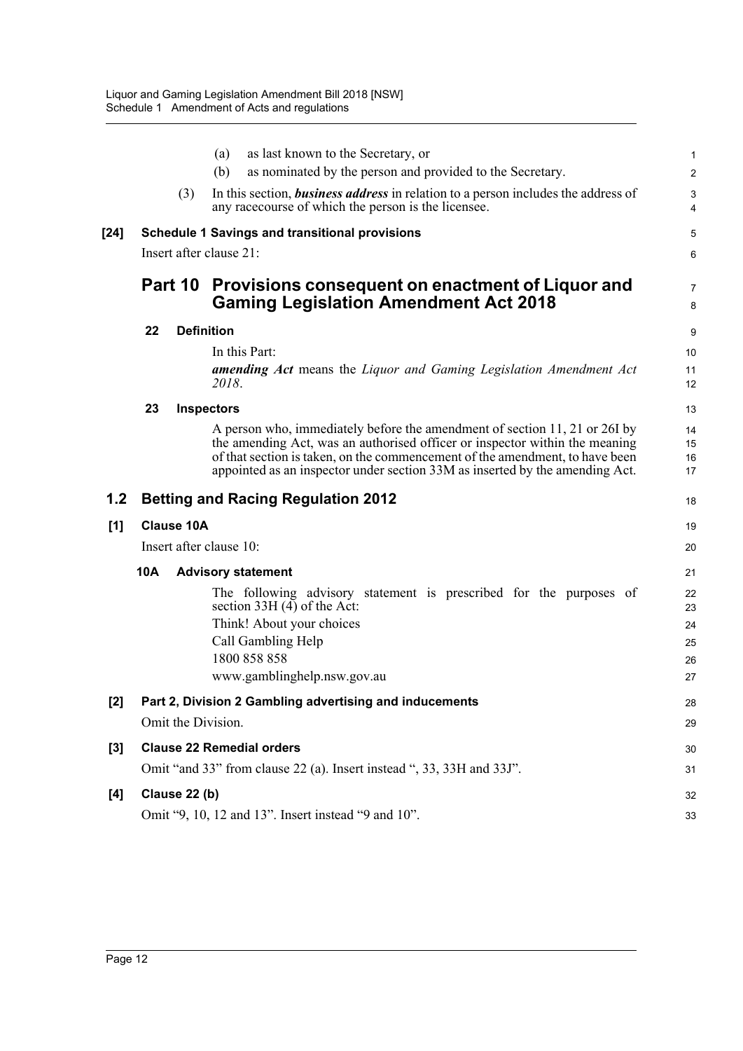(a) as last known to the Secretary, or

(b) as nominated by the person and provided to the Secretary.

(3) In this section, ***business address*** in relation to a person includes the address of any racecourse of which the person is the licensee.

**[24] Schedule 1 Savings and transitional provisions**

Insert after clause 21:

## Part 10 Provisions consequent on enactment of Liquor and Gaming Legislation Amendment Act 2018

**22 Definition**

In this Part:

***amending Act*** means the *Liquor and Gaming Legislation Amendment Act 2018*.

**23 Inspectors**

A person who, immediately before the amendment of section 11, 21 or 26I by the amending Act, was an authorised officer or inspector within the meaning of that section is taken, on the commencement of the amendment, to have been appointed as an inspector under section 33M as inserted by the amending Act.

## 1.2 Betting and Racing Regulation 2012

**[1] Clause 10A**

Insert after clause 10:

**10A Advisory statement**

The following advisory statement is prescribed for the purposes of section 33H (4) of the Act:

Think! About your choices

Call Gambling Help

1800 858 858

www.gamblinghelp.nsw.gov.au

**[2] Part 2, Division 2 Gambling advertising and inducements**

Omit the Division.

**[3] Clause 22 Remedial orders**

Omit "and 33" from clause 22 (a). Insert instead ", 33, 33H and 33J".

**[4] Clause 22 (b)**

Omit "9, 10, 12 and 13". Insert instead "9 and 10".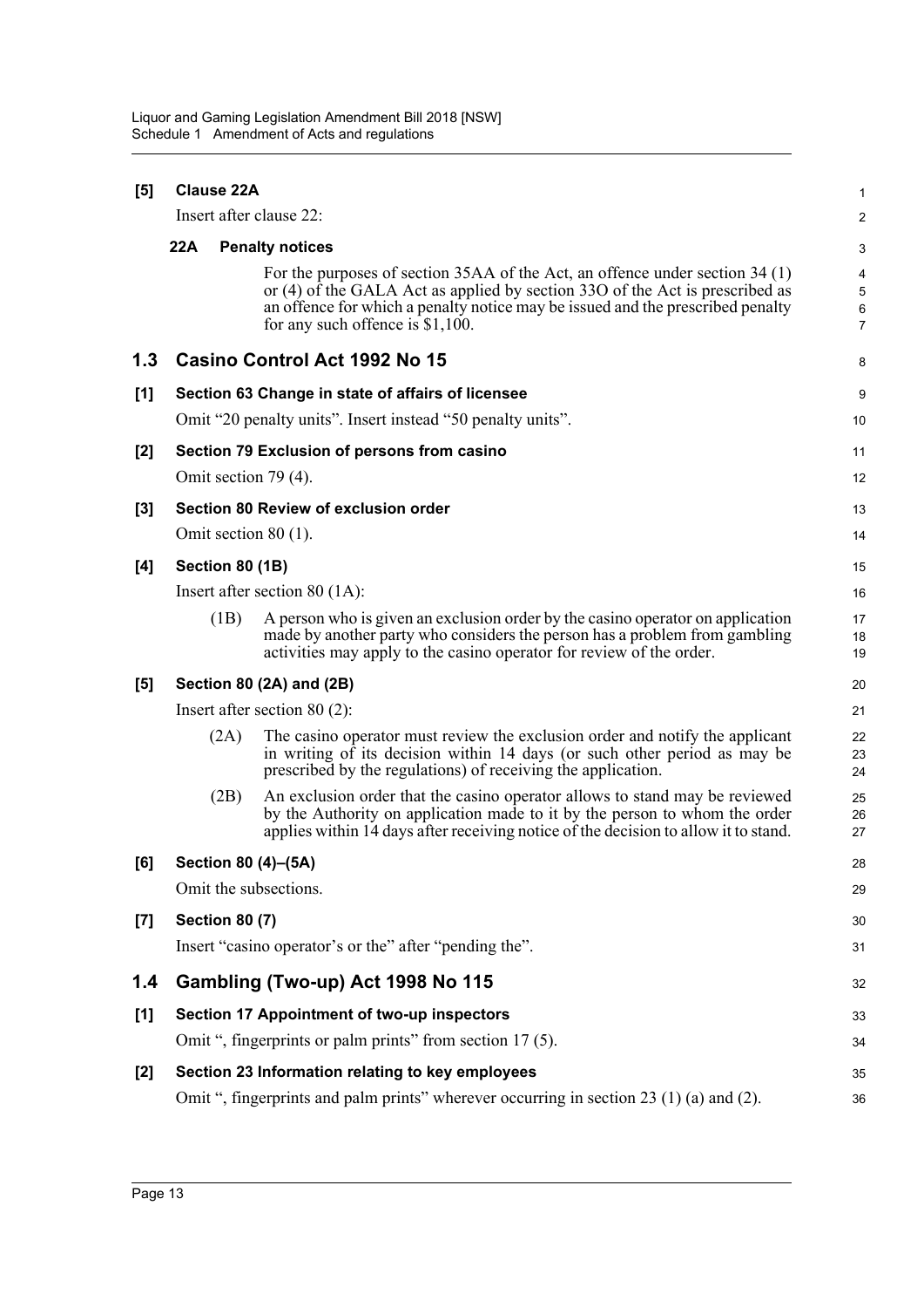**[5] Clause 22A**

Insert after clause 22:

**22A Penalty notices**

For the purposes of section 35AA of the Act, an offence under section 34 (1) or (4) of the GALA Act as applied by section 33O of the Act is prescribed as an offence for which a penalty notice may be issued and the prescribed penalty for any such offence is $1,100.

## 1.3 Casino Control Act 1992 No 15

**[1] Section 63 Change in state of affairs of licensee**

Omit "20 penalty units". Insert instead "50 penalty units".

**[2] Section 79 Exclusion of persons from casino**

Omit section 79 (4).

**[3] Section 80 Review of exclusion order**

Omit section 80 (1).

**[4] Section 80 (1B)**

Insert after section 80 (1A):

(1B) A person who is given an exclusion order by the casino operator on application made by another party who considers the person has a problem from gambling activities may apply to the casino operator for review of the order.

**[5] Section 80 (2A) and (2B)**

Insert after section 80 (2):

(2A) The casino operator must review the exclusion order and notify the applicant in writing of its decision within 14 days (or such other period as may be prescribed by the regulations) of receiving the application.

(2B) An exclusion order that the casino operator allows to stand may be reviewed by the Authority on application made to it by the person to whom the order applies within 14 days after receiving notice of the decision to allow it to stand.

**[6] Section 80 (4)–(5A)**

Omit the subsections.

**[7] Section 80 (7)**

Insert "casino operator's or the" after "pending the".

## 1.4 Gambling (Two-up) Act 1998 No 115

**[1] Section 17 Appointment of two-up inspectors**

Omit ", fingerprints or palm prints" from section 17 (5).

**[2] Section 23 Information relating to key employees**

Omit ", fingerprints and palm prints" wherever occurring in section 23 (1) (a) and (2).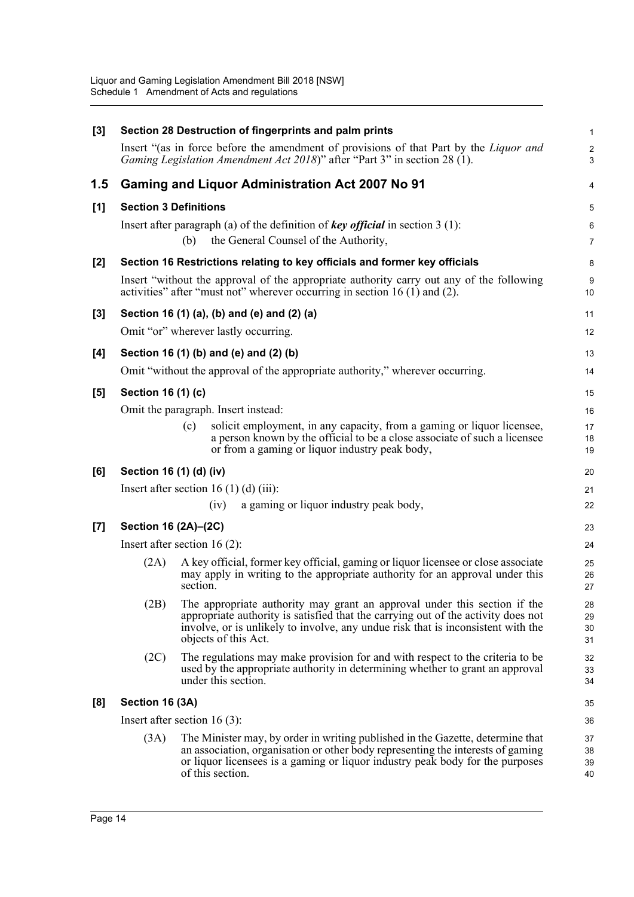**[3] Section 28 Destruction of fingerprints and palm prints**

Insert "(as in force before the amendment of provisions of that Part by the *Liquor and Gaming Legislation Amendment Act 2018*)" after "Part 3" in section 28 (1).

## 1.5 Gaming and Liquor Administration Act 2007 No 91

**[1] Section 3 Definitions**

Insert after paragraph (a) of the definition of ***key official*** in section 3 (1):

> (b) the General Counsel of the Authority,

**[2] Section 16 Restrictions relating to key officials and former key officials**

Insert "without the approval of the appropriate authority carry out any of the following activities" after "must not" wherever occurring in section 16 (1) and (2).

**[3] Section 16 (1) (a), (b) and (e) and (2) (a)**

Omit "or" wherever lastly occurring.

**[4] Section 16 (1) (b) and (e) and (2) (b)**

Omit "without the approval of the appropriate authority," wherever occurring.

**[5] Section 16 (1) (c)**

Omit the paragraph. Insert instead:

> (c) solicit employment, in any capacity, from a gaming or liquor licensee, a person known by the official to be a close associate of such a licensee or from a gaming or liquor industry peak body,

**[6] Section 16 (1) (d) (iv)**

Insert after section 16 (1) (d) (iii):

> (iv) a gaming or liquor industry peak body,

**[7] Section 16 (2A)–(2C)**

Insert after section 16 (2):

> (2A) A key official, former key official, gaming or liquor licensee or close associate may apply in writing to the appropriate authority for an approval under this section.
>
> (2B) The appropriate authority may grant an approval under this section if the appropriate authority is satisfied that the carrying out of the activity does not involve, or is unlikely to involve, any undue risk that is inconsistent with the objects of this Act.
>
> (2C) The regulations may make provision for and with respect to the criteria to be used by the appropriate authority in determining whether to grant an approval under this section.

**[8] Section 16 (3A)**

Insert after section 16 (3):

> (3A) The Minister may, by order in writing published in the Gazette, determine that an association, organisation or other body representing the interests of gaming or liquor licensees is a gaming or liquor industry peak body for the purposes of this section.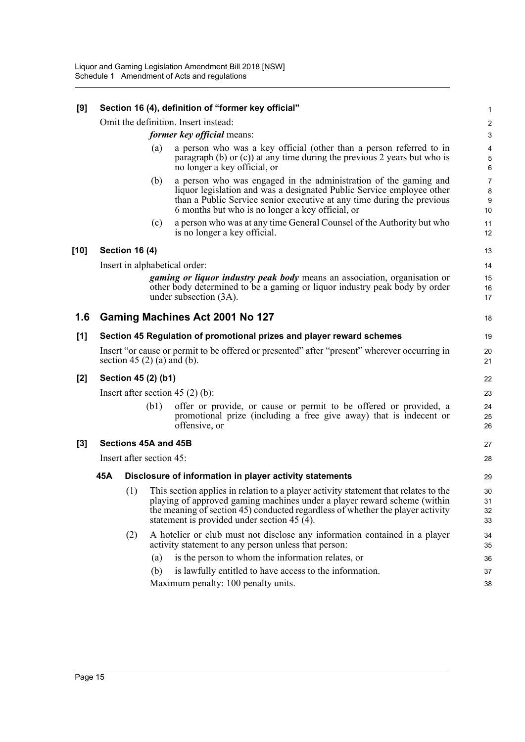**[9] Section 16 (4), definition of "former key official"**

Omit the definition. Insert instead:

> ***former key official*** means:
>
> (a) a person who was a key official (other than a person referred to in paragraph (b) or (c)) at any time during the previous 2 years but who is no longer a key official, or
>
> (b) a person who was engaged in the administration of the gaming and liquor legislation and was a designated Public Service employee other than a Public Service senior executive at any time during the previous 6 months but who is no longer a key official, or
>
> (c) a person who was at any time General Counsel of the Authority but who is no longer a key official.

**[10] Section 16 (4)**

Insert in alphabetical order:

> ***gaming or liquor industry peak body*** means an association, organisation or other body determined to be a gaming or liquor industry peak body by order under subsection (3A).

## 1.6 Gaming Machines Act 2001 No 127

**[1] Section 45 Regulation of promotional prizes and player reward schemes**

Insert "or cause or permit to be offered or presented" after "present" wherever occurring in section 45 (2) (a) and (b).

**[2] Section 45 (2) (b1)**

Insert after section 45 (2) (b):

> (b1) offer or provide, or cause or permit to be offered or provided, a promotional prize (including a free give away) that is indecent or offensive, or

**[3] Sections 45A and 45B**

Insert after section 45:

> **45A Disclosure of information in player activity statements**
>
> (1) This section applies in relation to a player activity statement that relates to the playing of approved gaming machines under a player reward scheme (within the meaning of section 45) conducted regardless of whether the player activity statement is provided under section 45 (4).
>
> (2) A hotelier or club must not disclose any information contained in a player activity statement to any person unless that person:
>
> (a) is the person to whom the information relates, or
>
> (b) is lawfully entitled to have access to the information.
>
> Maximum penalty: 100 penalty units.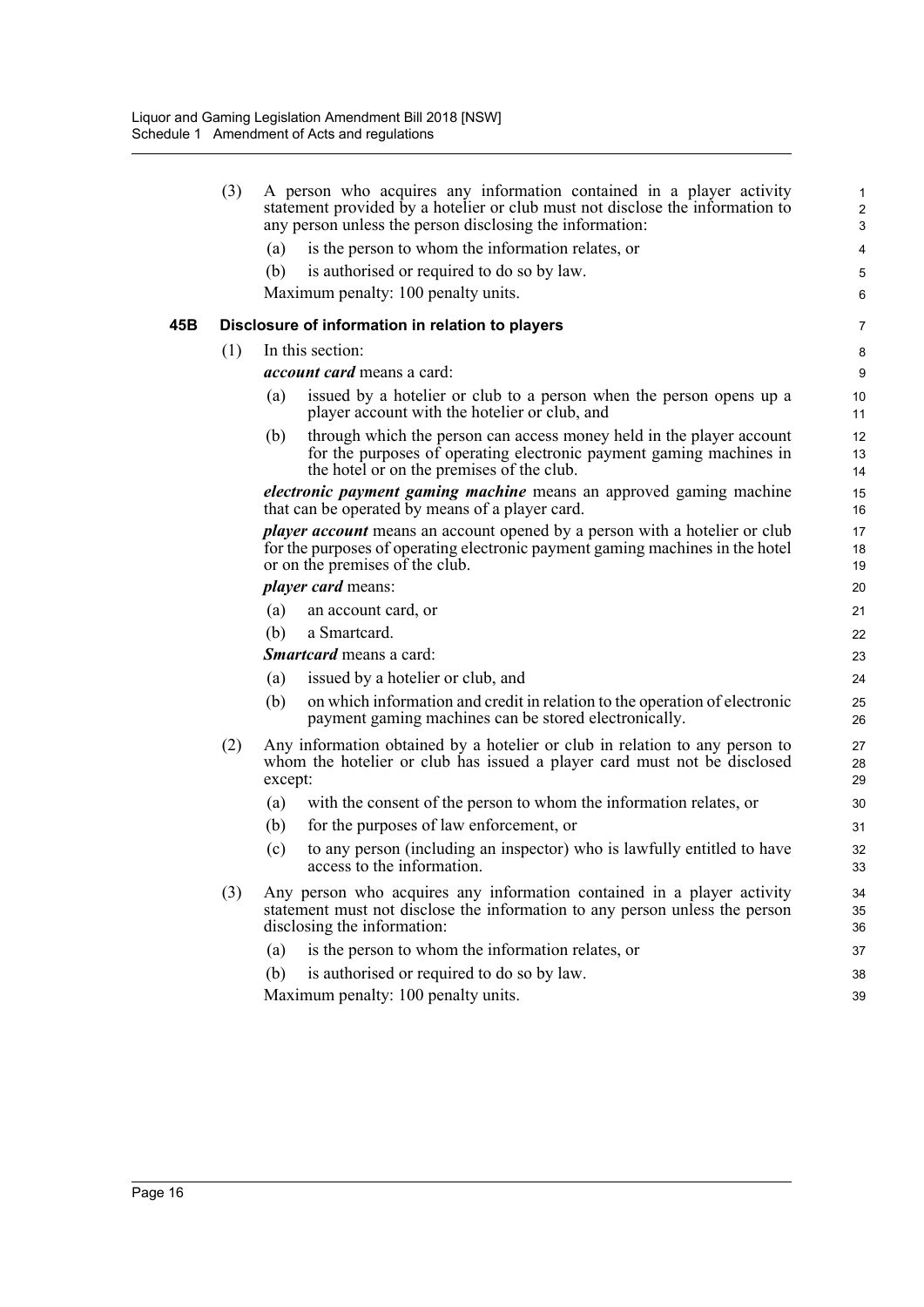(3) A person who acquires any information contained in a player activity statement provided by a hotelier or club must not disclose the information to any person unless the person disclosing the information:

(a) is the person to whom the information relates, or

(b) is authorised or required to do so by law.

Maximum penalty: 100 penalty units.

**45B Disclosure of information in relation to players**

(1) In this section:

***account card*** means a card:

(a) issued by a hotelier or club to a person when the person opens up a player account with the hotelier or club, and

(b) through which the person can access money held in the player account for the purposes of operating electronic payment gaming machines in the hotel or on the premises of the club.

***electronic payment gaming machine*** means an approved gaming machine that can be operated by means of a player card.

***player account*** means an account opened by a person with a hotelier or club for the purposes of operating electronic payment gaming machines in the hotel or on the premises of the club.

***player card*** means:

(a) an account card, or

(b) a Smartcard.

***Smartcard*** means a card:

(a) issued by a hotelier or club, and

(b) on which information and credit in relation to the operation of electronic payment gaming machines can be stored electronically.

(2) Any information obtained by a hotelier or club in relation to any person to whom the hotelier or club has issued a player card must not be disclosed except:

(a) with the consent of the person to whom the information relates, or

(b) for the purposes of law enforcement, or

(c) to any person (including an inspector) who is lawfully entitled to have access to the information.

(3) Any person who acquires any information contained in a player activity statement must not disclose the information to any person unless the person disclosing the information:

(a) is the person to whom the information relates, or

(b) is authorised or required to do so by law.

Maximum penalty: 100 penalty units.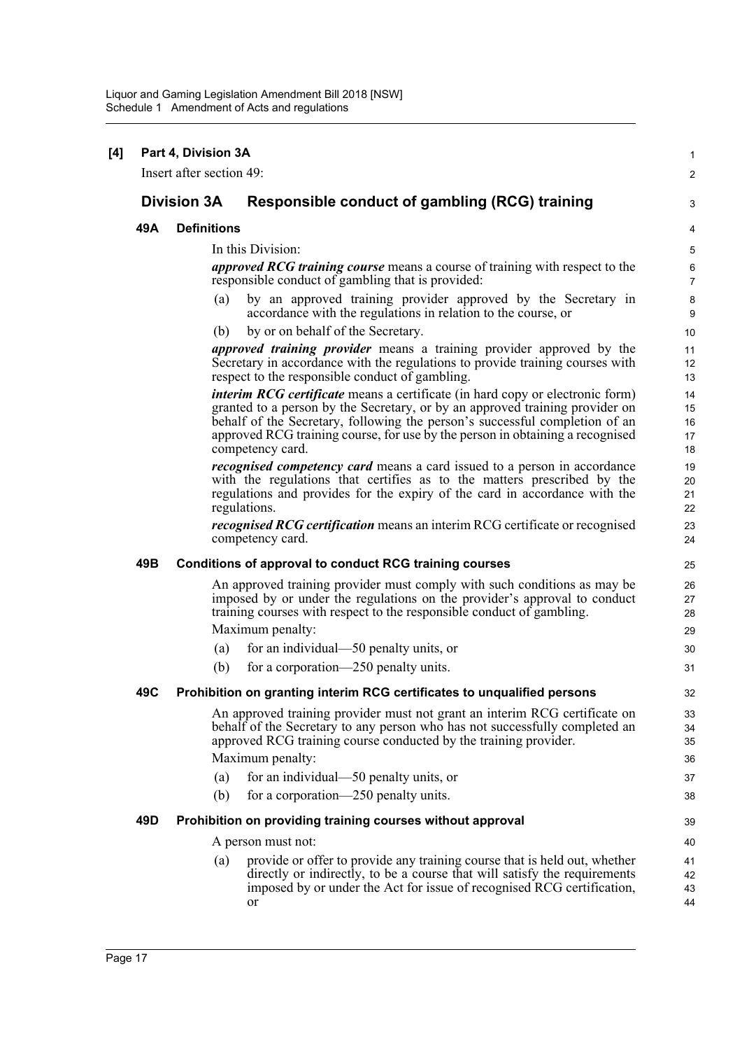**[4] Part 4, Division 3A**

Insert after section 49:

## Division 3A Responsible conduct of gambling (RCG) training

### 49A Definitions

In this Division:

***approved RCG training course*** means a course of training with respect to the responsible conduct of gambling that is provided:

(a) by an approved training provider approved by the Secretary in accordance with the regulations in relation to the course, or

(b) by or on behalf of the Secretary.

***approved training provider*** means a training provider approved by the Secretary in accordance with the regulations to provide training courses with respect to the responsible conduct of gambling.

***interim RCG certificate*** means a certificate (in hard copy or electronic form) granted to a person by the Secretary, or by an approved training provider on behalf of the Secretary, following the person's successful completion of an approved RCG training course, for use by the person in obtaining a recognised competency card.

***recognised competency card*** means a card issued to a person in accordance with the regulations that certifies as to the matters prescribed by the regulations and provides for the expiry of the card in accordance with the regulations.

***recognised RCG certification*** means an interim RCG certificate or recognised competency card.

### 49B Conditions of approval to conduct RCG training courses

An approved training provider must comply with such conditions as may be imposed by or under the regulations on the provider's approval to conduct training courses with respect to the responsible conduct of gambling.

Maximum penalty:

(a) for an individual—50 penalty units, or

(b) for a corporation—250 penalty units.

### 49C Prohibition on granting interim RCG certificates to unqualified persons

An approved training provider must not grant an interim RCG certificate on behalf of the Secretary to any person who has not successfully completed an approved RCG training course conducted by the training provider.

Maximum penalty:

(a) for an individual—50 penalty units, or

(b) for a corporation—250 penalty units.

### 49D Prohibition on providing training courses without approval

A person must not:

(a) provide or offer to provide any training course that is held out, whether directly or indirectly, to be a course that will satisfy the requirements imposed by or under the Act for issue of recognised RCG certification, or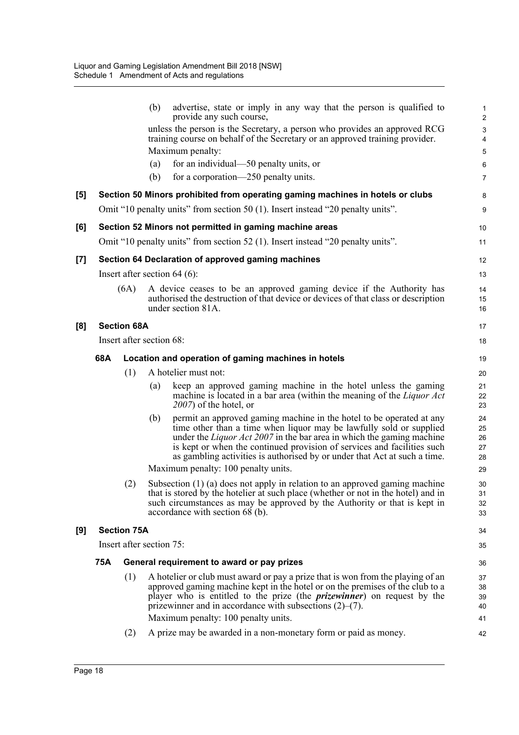(b) advertise, state or imply in any way that the person is qualified to provide any such course,

unless the person is the Secretary, a person who provides an approved RCG training course on behalf of the Secretary or an approved training provider.

Maximum penalty:

(a) for an individual—50 penalty units, or

(b) for a corporation—250 penalty units.

**[5] Section 50 Minors prohibited from operating gaming machines in hotels or clubs**

Omit "10 penalty units" from section 50 (1). Insert instead "20 penalty units".

**[6] Section 52 Minors not permitted in gaming machine areas**

Omit "10 penalty units" from section 52 (1). Insert instead "20 penalty units".

**[7] Section 64 Declaration of approved gaming machines**

Insert after section 64 (6):

(6A) A device ceases to be an approved gaming device if the Authority has authorised the destruction of that device or devices of that class or description under section 81A.

**[8] Section 68A**

Insert after section 68:

**68A Location and operation of gaming machines in hotels**

(1) A hotelier must not:

(a) keep an approved gaming machine in the hotel unless the gaming machine is located in a bar area (within the meaning of the *Liquor Act 2007*) of the hotel, or

(b) permit an approved gaming machine in the hotel to be operated at any time other than a time when liquor may be lawfully sold or supplied under the *Liquor Act 2007* in the bar area in which the gaming machine is kept or when the continued provision of services and facilities such as gambling activities is authorised by or under that Act at such a time.

Maximum penalty: 100 penalty units.

(2) Subsection (1) (a) does not apply in relation to an approved gaming machine that is stored by the hotelier at such place (whether or not in the hotel) and in such circumstances as may be approved by the Authority or that is kept in accordance with section 68 (b).

**[9] Section 75A**

Insert after section 75:

**75A General requirement to award or pay prizes**

(1) A hotelier or club must award or pay a prize that is won from the playing of an approved gaming machine kept in the hotel or on the premises of the club to a player who is entitled to the prize (the ***prizewinner***) on request by the prizewinner and in accordance with subsections (2)–(7).

Maximum penalty: 100 penalty units.

(2) A prize may be awarded in a non-monetary form or paid as money.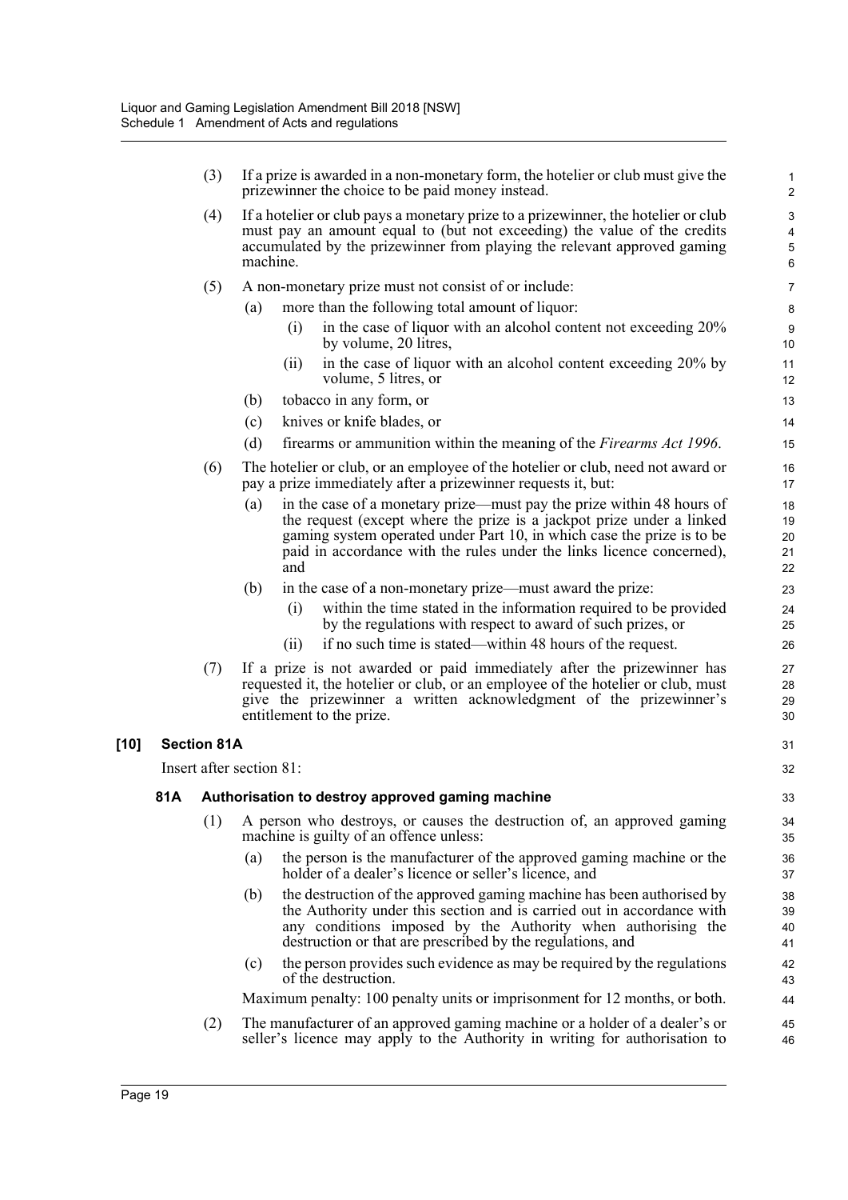(3) If a prize is awarded in a non-monetary form, the hotelier or club must give the prizewinner the choice to be paid money instead.

(4) If a hotelier or club pays a monetary prize to a prizewinner, the hotelier or club must pay an amount equal to (but not exceeding) the value of the credits accumulated by the prizewinner from playing the relevant approved gaming machine.

(5) A non-monetary prize must not consist of or include:

- (a) more than the following total amount of liquor:
  - (i) in the case of liquor with an alcohol content not exceeding 20% by volume, 20 litres,
  - (ii) in the case of liquor with an alcohol content exceeding 20% by volume, 5 litres, or
- (b) tobacco in any form, or
- (c) knives or knife blades, or
- (d) firearms or ammunition within the meaning of the *Firearms Act 1996*.

(6) The hotelier or club, or an employee of the hotelier or club, need not award or pay a prize immediately after a prizewinner requests it, but:

- (a) in the case of a monetary prize—must pay the prize within 48 hours of the request (except where the prize is a jackpot prize under a linked gaming system operated under Part 10, in which case the prize is to be paid in accordance with the rules under the links licence concerned), and
- (b) in the case of a non-monetary prize—must award the prize:
  - (i) within the time stated in the information required to be provided by the regulations with respect to award of such prizes, or
  - (ii) if no such time is stated—within 48 hours of the request.

(7) If a prize is not awarded or paid immediately after the prizewinner has requested it, the hotelier or club, or an employee of the hotelier or club, must give the prizewinner a written acknowledgment of the prizewinner's entitlement to the prize.

**[10] Section 81A**

Insert after section 81:

**81A Authorisation to destroy approved gaming machine**

(1) A person who destroys, or causes the destruction of, an approved gaming machine is guilty of an offence unless:

- (a) the person is the manufacturer of the approved gaming machine or the holder of a dealer's licence or seller's licence, and
- (b) the destruction of the approved gaming machine has been authorised by the Authority under this section and is carried out in accordance with any conditions imposed by the Authority when authorising the destruction or that are prescribed by the regulations, and
- (c) the person provides such evidence as may be required by the regulations of the destruction.

Maximum penalty: 100 penalty units or imprisonment for 12 months, or both.

(2) The manufacturer of an approved gaming machine or a holder of a dealer's or seller's licence may apply to the Authority in writing for authorisation to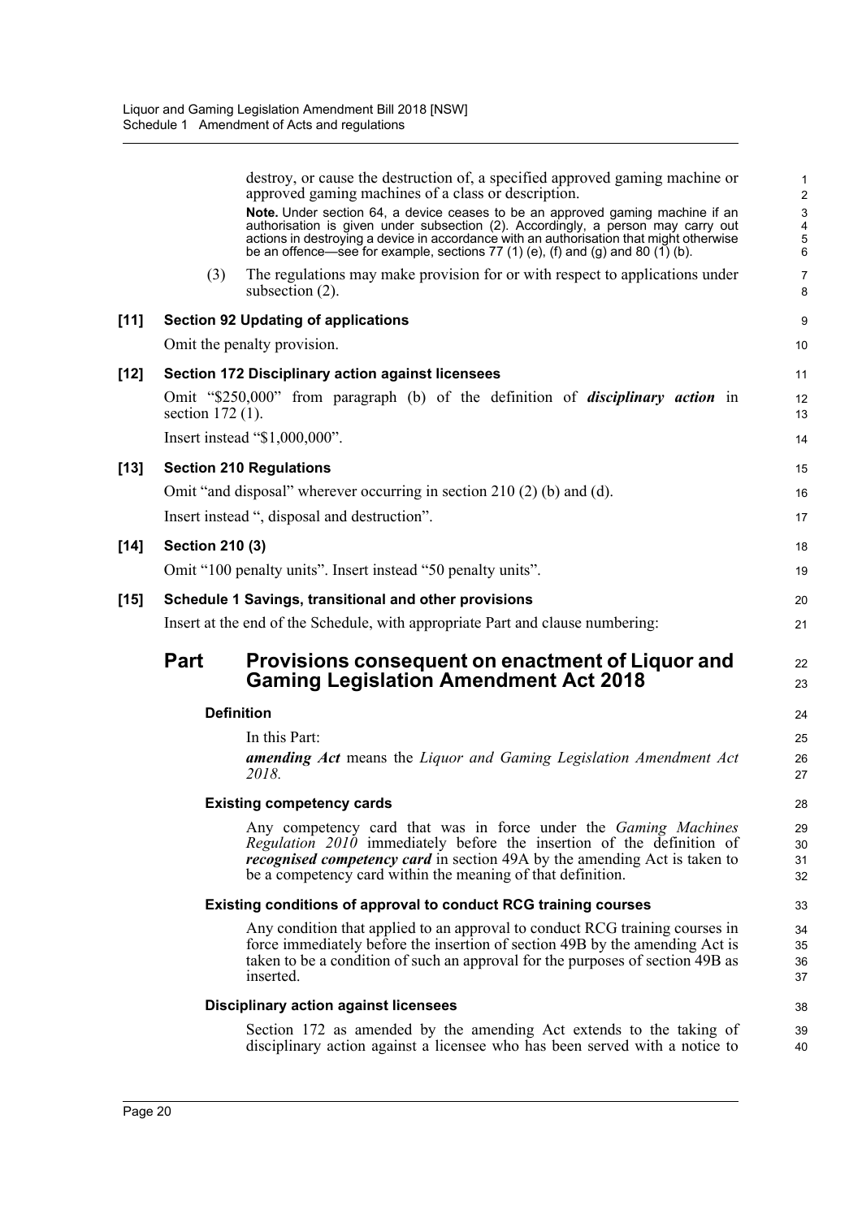destroy, or cause the destruction of, a specified approved gaming machine or approved gaming machines of a class or description.

**Note.** Under section 64, a device ceases to be an approved gaming machine if an authorisation is given under subsection (2). Accordingly, a person may carry out actions in destroying a device in accordance with an authorisation that might otherwise be an offence—see for example, sections 77 (1) (e), (f) and (g) and 80 (1) (b).

(3) The regulations may make provision for or with respect to applications under subsection (2).

**[11] Section 92 Updating of applications**

Omit the penalty provision.

**[12] Section 172 Disciplinary action against licensees**

Omit "$250,000" from paragraph (b) of the definition of ***disciplinary action*** in section 172 (1).

Insert instead "$1,000,000".

**[13] Section 210 Regulations**

Omit "and disposal" wherever occurring in section 210 (2) (b) and (d).

Insert instead ", disposal and destruction".

**[14] Section 210 (3)**

Omit "100 penalty units". Insert instead "50 penalty units".

**[15] Schedule 1 Savings, transitional and other provisions**

Insert at the end of the Schedule, with appropriate Part and clause numbering:

## Part Provisions consequent on enactment of Liquor and Gaming Legislation Amendment Act 2018

**Definition**

In this Part:

***amending Act*** means the *Liquor and Gaming Legislation Amendment Act 2018*.

**Existing competency cards**

Any competency card that was in force under the *Gaming Machines Regulation 2010* immediately before the insertion of the definition of ***recognised competency card*** in section 49A by the amending Act is taken to be a competency card within the meaning of that definition.

**Existing conditions of approval to conduct RCG training courses**

Any condition that applied to an approval to conduct RCG training courses in force immediately before the insertion of section 49B by the amending Act is taken to be a condition of such an approval for the purposes of section 49B as inserted.

**Disciplinary action against licensees**

Section 172 as amended by the amending Act extends to the taking of disciplinary action against a licensee who has been served with a notice to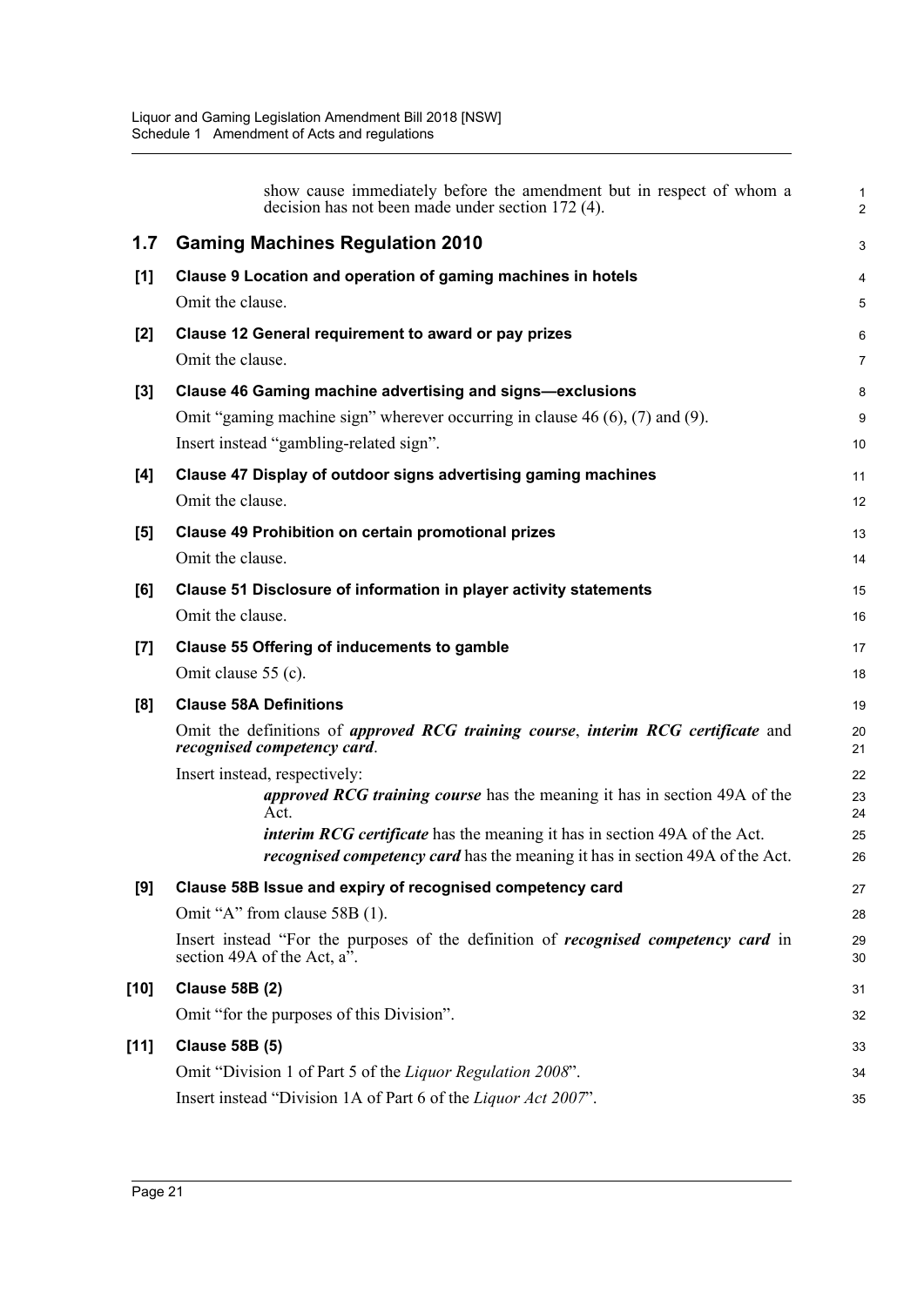show cause immediately before the amendment but in respect of whom a decision has not been made under section 172 (4).

## 1.7 Gaming Machines Regulation 2010

### [1] Clause 9 Location and operation of gaming machines in hotels

Omit the clause.

### [2] Clause 12 General requirement to award or pay prizes

Omit the clause.

### [3] Clause 46 Gaming machine advertising and signs—exclusions

Omit "gaming machine sign" wherever occurring in clause 46 (6), (7) and (9).

Insert instead "gambling-related sign".

### [4] Clause 47 Display of outdoor signs advertising gaming machines

Omit the clause.

### [5] Clause 49 Prohibition on certain promotional prizes

Omit the clause.

### [6] Clause 51 Disclosure of information in player activity statements

Omit the clause.

### [7] Clause 55 Offering of inducements to gamble

Omit clause 55 (c).

### [8] Clause 58A Definitions

Omit the definitions of ***approved RCG training course***, ***interim RCG certificate*** and ***recognised competency card***.

Insert instead, respectively:

> ***approved RCG training course*** has the meaning it has in section 49A of the Act.
>
> ***interim RCG certificate*** has the meaning it has in section 49A of the Act.
>
> ***recognised competency card*** has the meaning it has in section 49A of the Act.

### [9] Clause 58B Issue and expiry of recognised competency card

Omit "A" from clause 58B (1).

Insert instead "For the purposes of the definition of ***recognised competency card*** in section 49A of the Act, a".

### [10] Clause 58B (2)

Omit "for the purposes of this Division".

### [11] Clause 58B (5)

Omit "Division 1 of Part 5 of the *Liquor Regulation 2008*".

Insert instead "Division 1A of Part 6 of the *Liquor Act 2007*".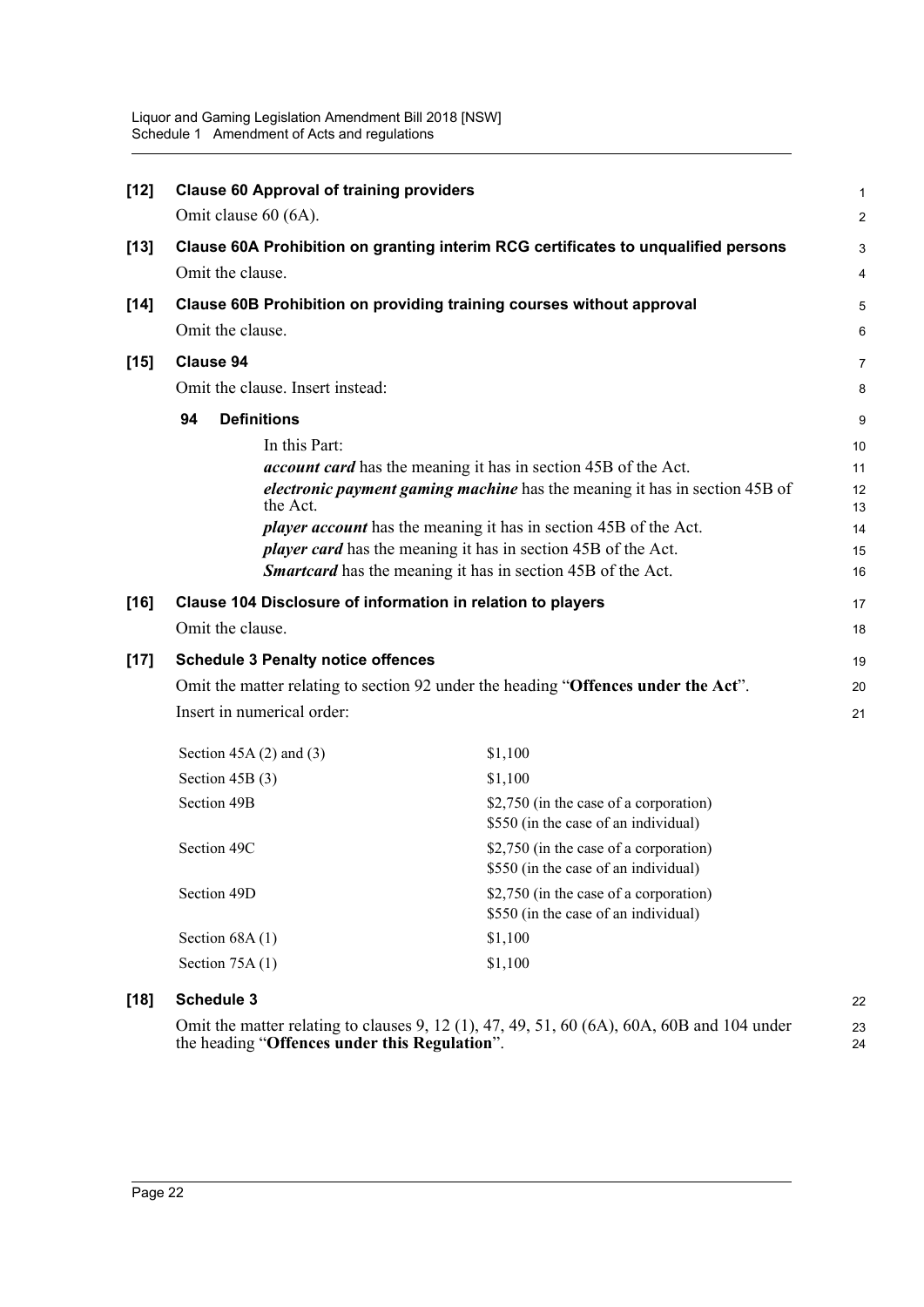**[12] Clause 60 Approval of training providers**

Omit clause 60 (6A).

**[13] Clause 60A Prohibition on granting interim RCG certificates to unqualified persons**

Omit the clause.

**[14] Clause 60B Prohibition on providing training courses without approval**

Omit the clause.

**[15] Clause 94**

Omit the clause. Insert instead:

**94 Definitions**

In this Part:

***account card*** has the meaning it has in section 45B of the Act.

***electronic payment gaming machine*** has the meaning it has in section 45B of the Act.

***player account*** has the meaning it has in section 45B of the Act.

***player card*** has the meaning it has in section 45B of the Act.

***Smartcard*** has the meaning it has in section 45B of the Act.

**[16] Clause 104 Disclosure of information in relation to players**

Omit the clause.

**[17] Schedule 3 Penalty notice offences**

Omit the matter relating to section 92 under the heading "**Offences under the Act**".

Insert in numerical order:

| | |
|---|---|
| Section 45A (2) and (3) | $1,100 |
| Section 45B (3) | $1,100 |
| Section 49B | $2,750 (in the case of a corporation)<br>$550 (in the case of an individual) |
| Section 49C | $2,750 (in the case of a corporation)<br>$550 (in the case of an individual) |
| Section 49D | $2,750 (in the case of a corporation)<br>$550 (in the case of an individual) |
| Section 68A (1) | $1,100 |
| Section 75A (1) | $1,100 |

**[18] Schedule 3**

Omit the matter relating to clauses 9, 12 (1), 47, 49, 51, 60 (6A), 60A, 60B and 104 under the heading "**Offences under this Regulation**".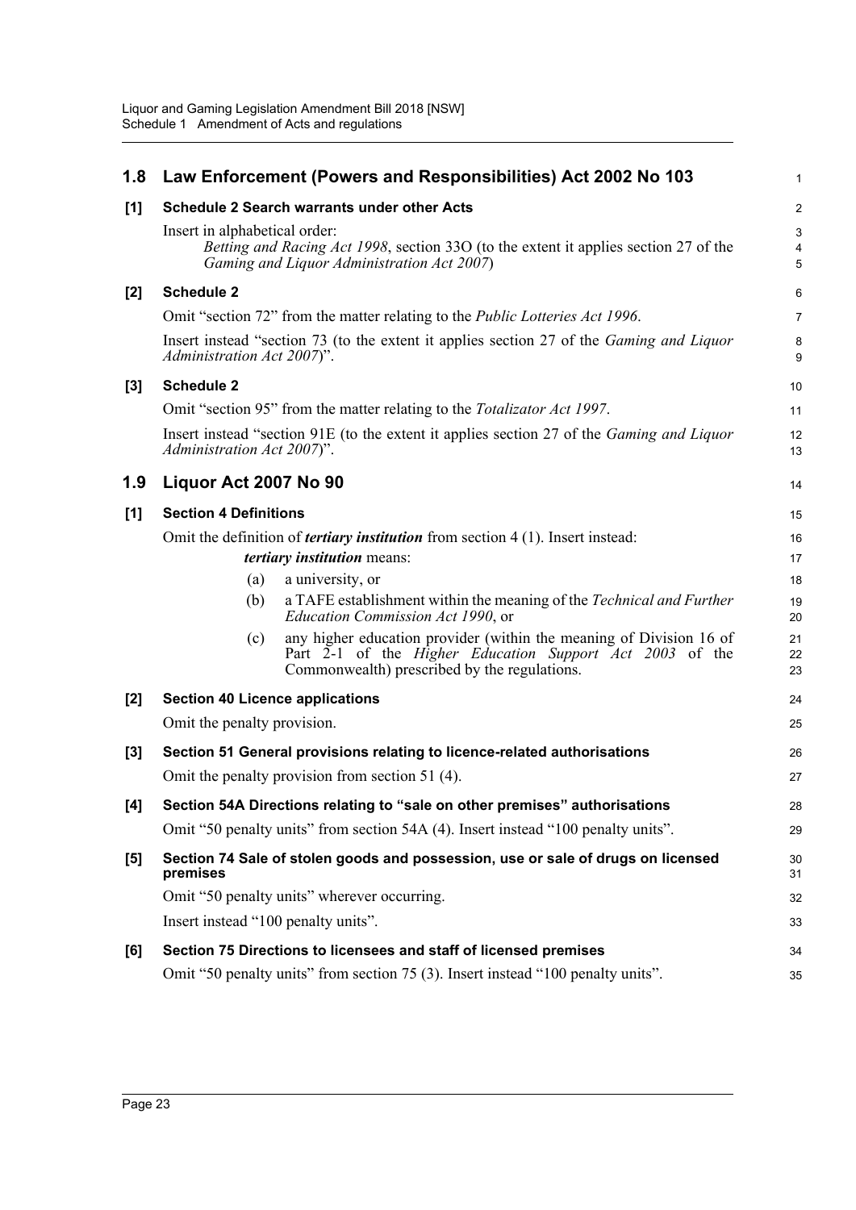## 1.8 Law Enforcement (Powers and Responsibilities) Act 2002 No 103

### [1] Schedule 2 Search warrants under other Acts

Insert in alphabetical order:

*Betting and Racing Act 1998*, section 33O (to the extent it applies section 27 of the *Gaming and Liquor Administration Act 2007*)

### [2] Schedule 2

Omit "section 72" from the matter relating to the *Public Lotteries Act 1996*.

Insert instead "section 73 (to the extent it applies section 27 of the *Gaming and Liquor Administration Act 2007*)".

### [3] Schedule 2

Omit "section 95" from the matter relating to the *Totalizator Act 1997*.

Insert instead "section 91E (to the extent it applies section 27 of the *Gaming and Liquor Administration Act 2007*)".

## 1.9 Liquor Act 2007 No 90

### [1] Section 4 Definitions

Omit the definition of ***tertiary institution*** from section 4 (1). Insert instead:

***tertiary institution*** means:

(a) a university, or

(b) a TAFE establishment within the meaning of the *Technical and Further Education Commission Act 1990*, or

(c) any higher education provider (within the meaning of Division 16 of Part 2-1 of the *Higher Education Support Act 2003* of the Commonwealth) prescribed by the regulations.

### [2] Section 40 Licence applications

Omit the penalty provision.

### [3] Section 51 General provisions relating to licence-related authorisations

Omit the penalty provision from section 51 (4).

### [4] Section 54A Directions relating to "sale on other premises" authorisations

Omit "50 penalty units" from section 54A (4). Insert instead "100 penalty units".

### [5] Section 74 Sale of stolen goods and possession, use or sale of drugs on licensed premises

Omit "50 penalty units" wherever occurring.

Insert instead "100 penalty units".

### [6] Section 75 Directions to licensees and staff of licensed premises

Omit "50 penalty units" from section 75 (3). Insert instead "100 penalty units".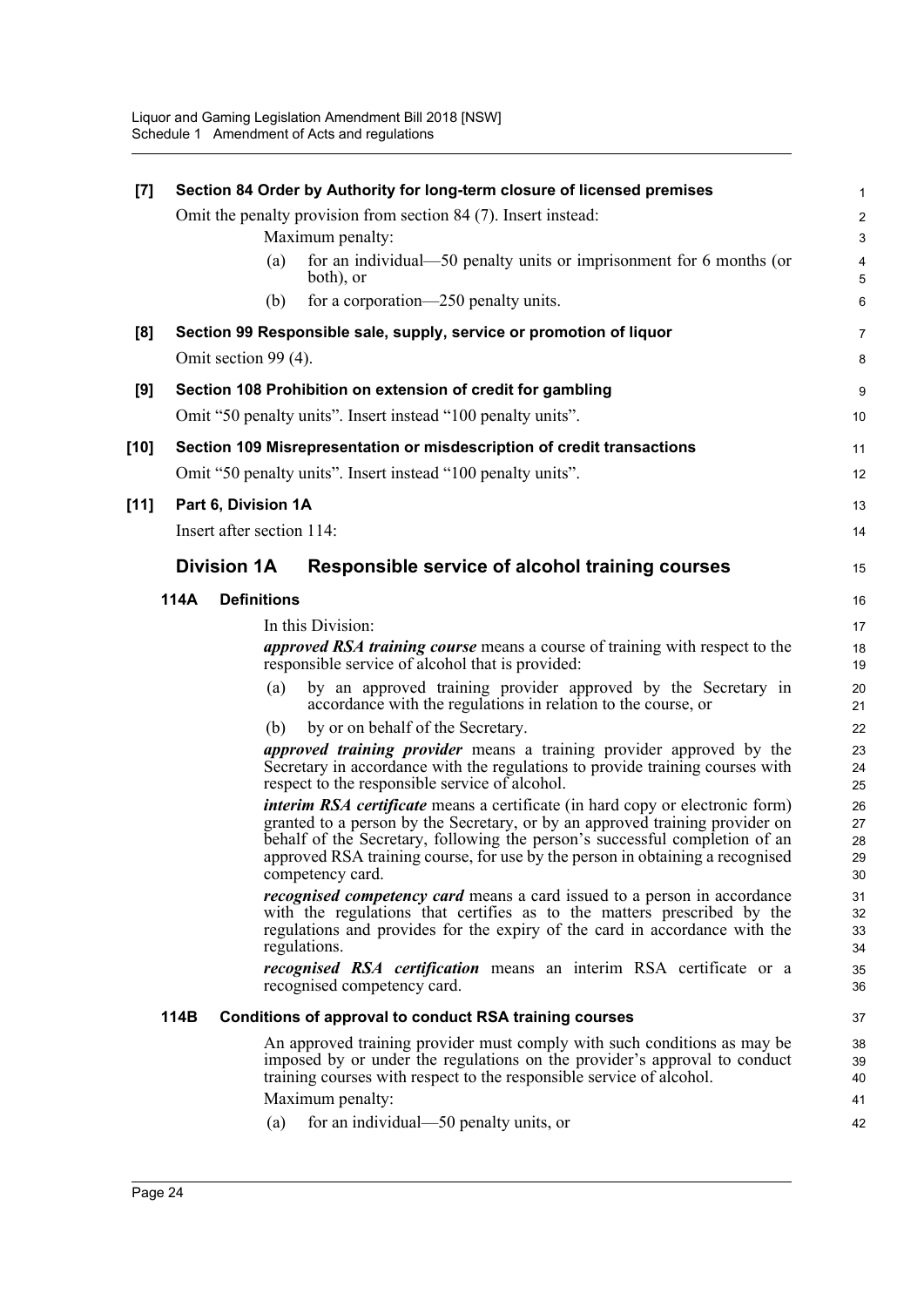**[7] Section 84 Order by Authority for long-term closure of licensed premises**

Omit the penalty provision from section 84 (7). Insert instead:

Maximum penalty:

(a) for an individual—50 penalty units or imprisonment for 6 months (or both), or

(b) for a corporation—250 penalty units.

**[8] Section 99 Responsible sale, supply, service or promotion of liquor**

Omit section 99 (4).

**[9] Section 108 Prohibition on extension of credit for gambling**

Omit "50 penalty units". Insert instead "100 penalty units".

**[10] Section 109 Misrepresentation or misdescription of credit transactions**

Omit "50 penalty units". Insert instead "100 penalty units".

**[11] Part 6, Division 1A**

Insert after section 114:

## Division 1A Responsible service of alcohol training courses

### 114A Definitions

In this Division:

***approved RSA training course*** means a course of training with respect to the responsible service of alcohol that is provided:

(a) by an approved training provider approved by the Secretary in accordance with the regulations in relation to the course, or

(b) by or on behalf of the Secretary.

***approved training provider*** means a training provider approved by the Secretary in accordance with the regulations to provide training courses with respect to the responsible service of alcohol.

***interim RSA certificate*** means a certificate (in hard copy or electronic form) granted to a person by the Secretary, or by an approved training provider on behalf of the Secretary, following the person's successful completion of an approved RSA training course, for use by the person in obtaining a recognised competency card.

***recognised competency card*** means a card issued to a person in accordance with the regulations that certifies as to the matters prescribed by the regulations and provides for the expiry of the card in accordance with the regulations.

***recognised RSA certification*** means an interim RSA certificate or a recognised competency card.

### 114B Conditions of approval to conduct RSA training courses

An approved training provider must comply with such conditions as may be imposed by or under the regulations on the provider's approval to conduct training courses with respect to the responsible service of alcohol.

Maximum penalty:

(a) for an individual—50 penalty units, or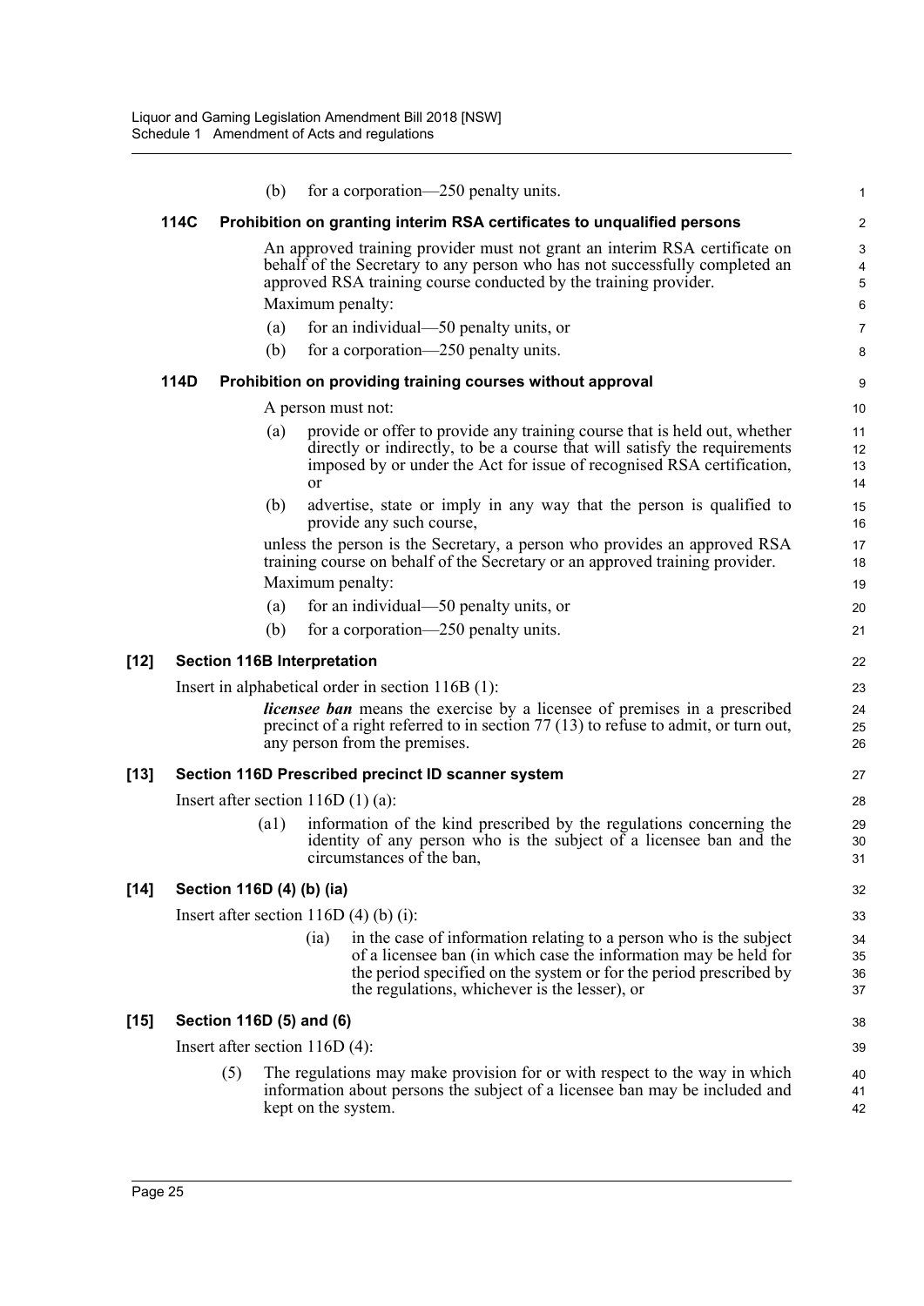(b) for a corporation—250 penalty units.

**114C Prohibition on granting interim RSA certificates to unqualified persons**

An approved training provider must not grant an interim RSA certificate on behalf of the Secretary to any person who has not successfully completed an approved RSA training course conducted by the training provider.

Maximum penalty:

(a) for an individual—50 penalty units, or

(b) for a corporation—250 penalty units.

**114D Prohibition on providing training courses without approval**

A person must not:

(a) provide or offer to provide any training course that is held out, whether directly or indirectly, to be a course that will satisfy the requirements imposed by or under the Act for issue of recognised RSA certification, or

(b) advertise, state or imply in any way that the person is qualified to provide any such course,

unless the person is the Secretary, a person who provides an approved RSA training course on behalf of the Secretary or an approved training provider.

Maximum penalty:

(a) for an individual—50 penalty units, or

(b) for a corporation—250 penalty units.

**[12] Section 116B Interpretation**

Insert in alphabetical order in section 116B (1):

***licensee ban*** means the exercise by a licensee of premises in a prescribed precinct of a right referred to in section 77 (13) to refuse to admit, or turn out, any person from the premises.

**[13] Section 116D Prescribed precinct ID scanner system**

Insert after section 116D (1) (a):

(a1) information of the kind prescribed by the regulations concerning the identity of any person who is the subject of a licensee ban and the circumstances of the ban,

**[14] Section 116D (4) (b) (ia)**

Insert after section 116D (4) (b) (i):

(ia) in the case of information relating to a person who is the subject of a licensee ban (in which case the information may be held for the period specified on the system or for the period prescribed by the regulations, whichever is the lesser), or

**[15] Section 116D (5) and (6)**

Insert after section 116D (4):

(5) The regulations may make provision for or with respect to the way in which information about persons the subject of a licensee ban may be included and kept on the system.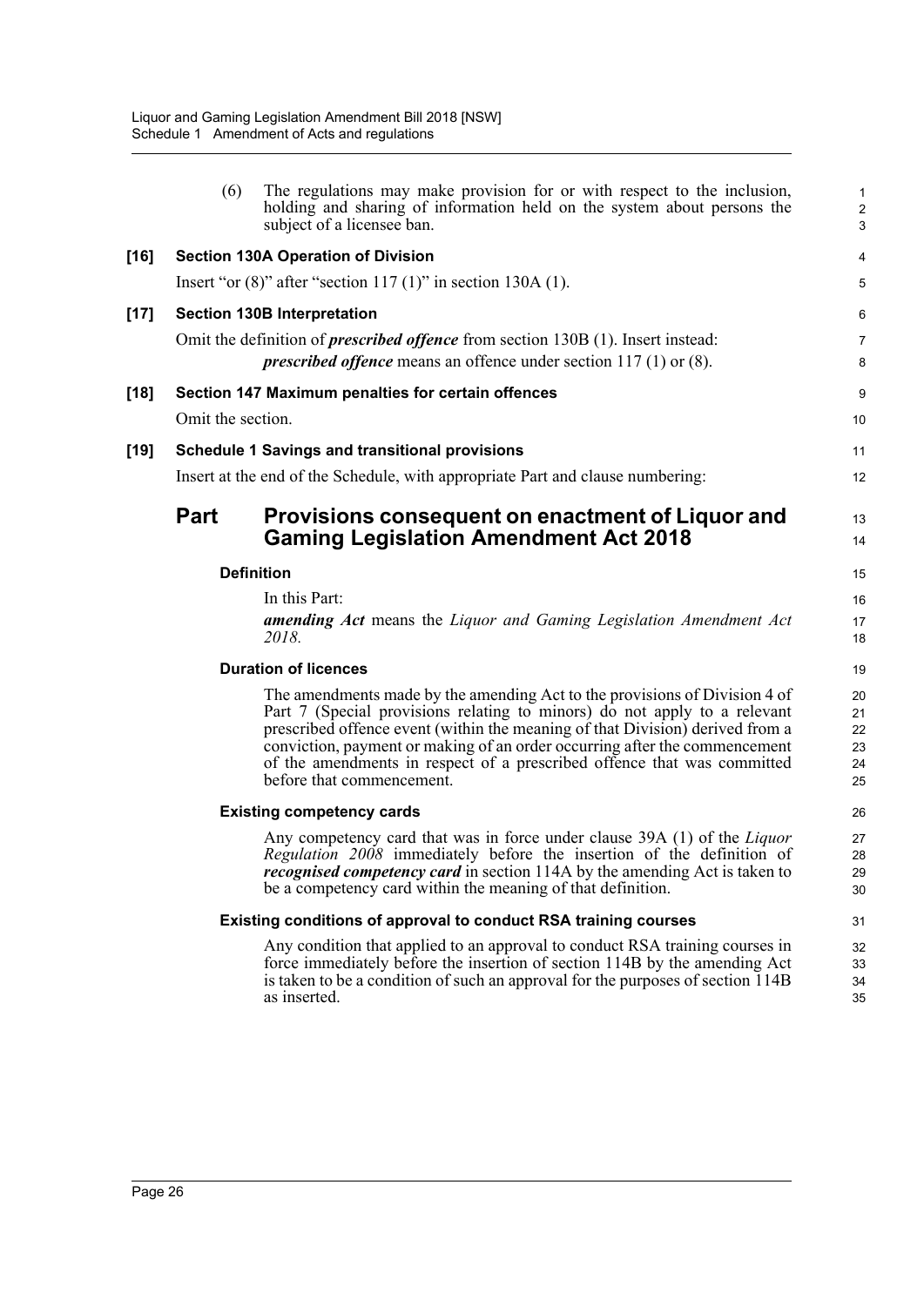(6) The regulations may make provision for or with respect to the inclusion, holding and sharing of information held on the system about persons the subject of a licensee ban.

**[16] Section 130A Operation of Division**

Insert "or (8)" after "section 117 (1)" in section 130A (1).

**[17] Section 130B Interpretation**

Omit the definition of ***prescribed offence*** from section 130B (1). Insert instead:

> ***prescribed offence*** means an offence under section 117 (1) or (8).

**[18] Section 147 Maximum penalties for certain offences**

Omit the section.

**[19] Schedule 1 Savings and transitional provisions**

Insert at the end of the Schedule, with appropriate Part and clause numbering:

## Part Provisions consequent on enactment of Liquor and Gaming Legislation Amendment Act 2018

### Definition

In this Part:

***amending Act*** means the *Liquor and Gaming Legislation Amendment Act 2018*.

### Duration of licences

The amendments made by the amending Act to the provisions of Division 4 of Part 7 (Special provisions relating to minors) do not apply to a relevant prescribed offence event (within the meaning of that Division) derived from a conviction, payment or making of an order occurring after the commencement of the amendments in respect of a prescribed offence that was committed before that commencement.

### Existing competency cards

Any competency card that was in force under clause 39A (1) of the *Liquor Regulation 2008* immediately before the insertion of the definition of ***recognised competency card*** in section 114A by the amending Act is taken to be a competency card within the meaning of that definition.

### Existing conditions of approval to conduct RSA training courses

Any condition that applied to an approval to conduct RSA training courses in force immediately before the insertion of section 114B by the amending Act is taken to be a condition of such an approval for the purposes of section 114B as inserted.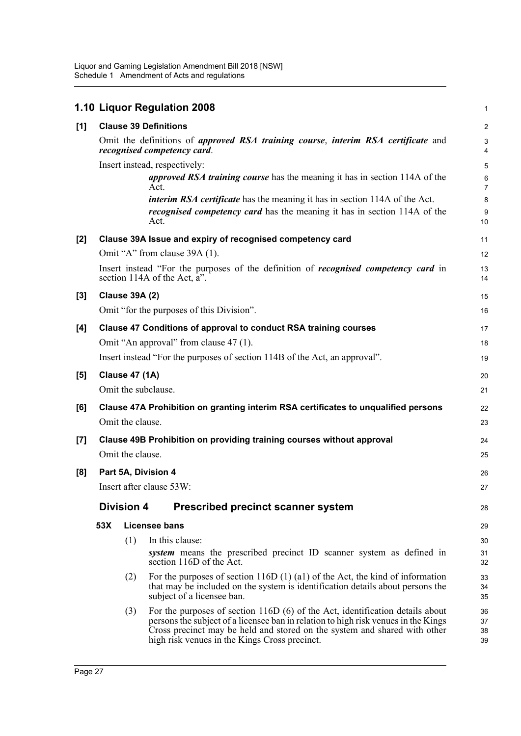## 1.10 Liquor Regulation 2008

**[1] Clause 39 Definitions**

Omit the definitions of ***approved RSA training course***, ***interim RSA certificate*** and ***recognised competency card***.

Insert instead, respectively:

> ***approved RSA training course*** has the meaning it has in section 114A of the Act.
>
> ***interim RSA certificate*** has the meaning it has in section 114A of the Act.
>
> ***recognised competency card*** has the meaning it has in section 114A of the Act.

**[2] Clause 39A Issue and expiry of recognised competency card**

Omit "A" from clause 39A (1).

Insert instead "For the purposes of the definition of ***recognised competency card*** in section 114A of the Act, a".

**[3] Clause 39A (2)**

Omit "for the purposes of this Division".

**[4] Clause 47 Conditions of approval to conduct RSA training courses**

Omit "An approval" from clause 47 (1).

Insert instead "For the purposes of section 114B of the Act, an approval".

**[5] Clause 47 (1A)**

Omit the subclause.

**[6] Clause 47A Prohibition on granting interim RSA certificates to unqualified persons**

Omit the clause.

**[7] Clause 49B Prohibition on providing training courses without approval**

Omit the clause.

**[8] Part 5A, Division 4**

Insert after clause 53W:

### Division 4 Prescribed precinct scanner system

**53X Licensee bans**

(1) In this clause:

***system*** means the prescribed precinct ID scanner system as defined in section 116D of the Act.

(2) For the purposes of section 116D (1) (a1) of the Act, the kind of information that may be included on the system is identification details about persons the subject of a licensee ban.

(3) For the purposes of section 116D (6) of the Act, identification details about persons the subject of a licensee ban in relation to high risk venues in the Kings Cross precinct may be held and stored on the system and shared with other high risk venues in the Kings Cross precinct.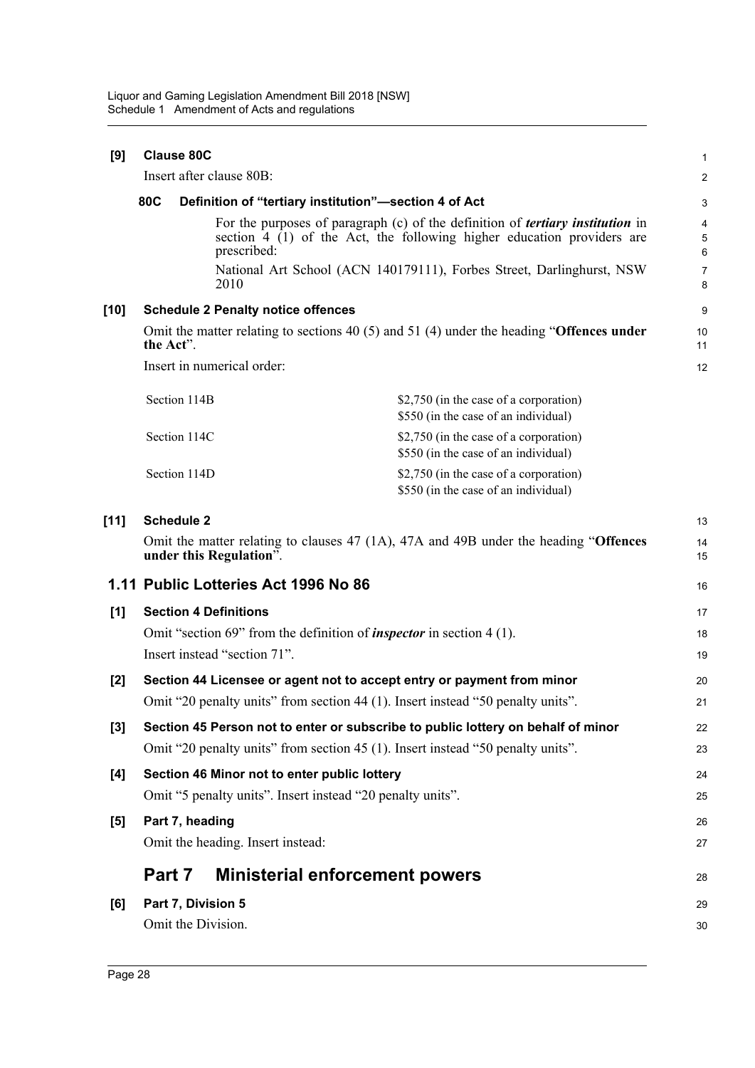**[9] Clause 80C**

Insert after clause 80B:

**80C Definition of "tertiary institution"—section 4 of Act**

For the purposes of paragraph (c) of the definition of ***tertiary institution*** in section 4 (1) of the Act, the following higher education providers are prescribed:

National Art School (ACN 140179111), Forbes Street, Darlinghurst, NSW 2010

**[10] Schedule 2 Penalty notice offences**

Omit the matter relating to sections 40 (5) and 51 (4) under the heading "**Offences under the Act**".

Insert in numerical order:

| | |
|---|---|
| Section 114B | \$2,750 (in the case of a corporation)<br>\$550 (in the case of an individual) |
| Section 114C | \$2,750 (in the case of a corporation)<br>\$550 (in the case of an individual) |
| Section 114D | \$2,750 (in the case of a corporation)<br>\$550 (in the case of an individual) |

**[11] Schedule 2**

Omit the matter relating to clauses 47 (1A), 47A and 49B under the heading "**Offences under this Regulation**".

## 1.11 Public Lotteries Act 1996 No 86

**[1] Section 4 Definitions**

Omit "section 69" from the definition of ***inspector*** in section 4 (1).

Insert instead "section 71".

**[2] Section 44 Licensee or agent not to accept entry or payment from minor**

Omit "20 penalty units" from section 44 (1). Insert instead "50 penalty units".

**[3] Section 45 Person not to enter or subscribe to public lottery on behalf of minor**

Omit "20 penalty units" from section 45 (1). Insert instead "50 penalty units".

**[4] Section 46 Minor not to enter public lottery**

Omit "5 penalty units". Insert instead "20 penalty units".

**[5] Part 7, heading**

Omit the heading. Insert instead:

## Part 7 Ministerial enforcement powers

**[6] Part 7, Division 5**

Omit the Division.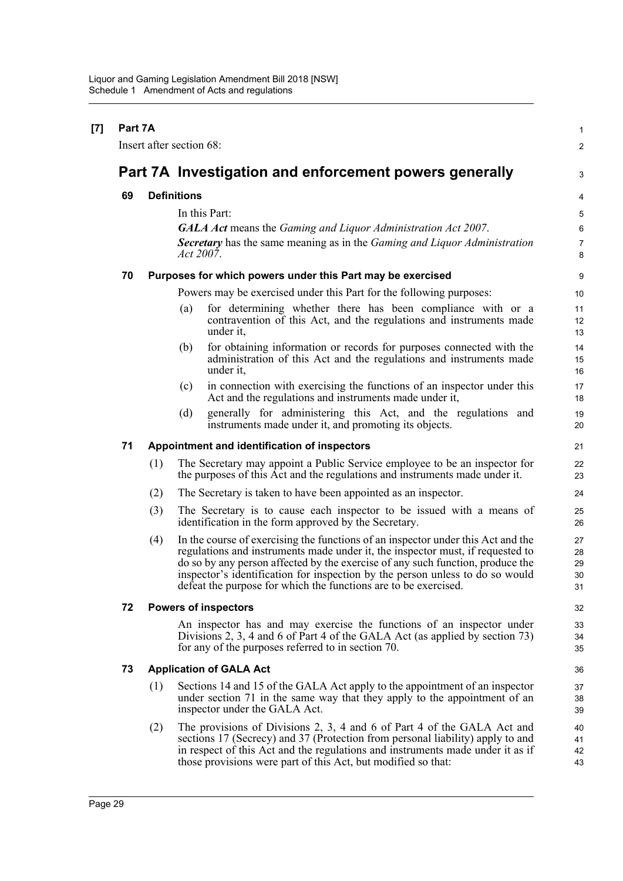**[7] Part 7A**

Insert after section 68:

## Part 7A Investigation and enforcement powers generally

### 69 Definitions

In this Part:

***GALA Act*** means the *Gaming and Liquor Administration Act 2007*.

***Secretary*** has the same meaning as in the *Gaming and Liquor Administration Act 2007*.

### 70 Purposes for which powers under this Part may be exercised

Powers may be exercised under this Part for the following purposes:

(a) for determining whether there has been compliance with or a contravention of this Act, and the regulations and instruments made under it,

(b) for obtaining information or records for purposes connected with the administration of this Act and the regulations and instruments made under it,

(c) in connection with exercising the functions of an inspector under this Act and the regulations and instruments made under it,

(d) generally for administering this Act, and the regulations and instruments made under it, and promoting its objects.

### 71 Appointment and identification of inspectors

(1) The Secretary may appoint a Public Service employee to be an inspector for the purposes of this Act and the regulations and instruments made under it.

(2) The Secretary is taken to have been appointed as an inspector.

(3) The Secretary is to cause each inspector to be issued with a means of identification in the form approved by the Secretary.

(4) In the course of exercising the functions of an inspector under this Act and the regulations and instruments made under it, the inspector must, if requested to do so by any person affected by the exercise of any such function, produce the inspector's identification for inspection by the person unless to do so would defeat the purpose for which the functions are to be exercised.

### 72 Powers of inspectors

An inspector has and may exercise the functions of an inspector under Divisions 2, 3, 4 and 6 of Part 4 of the GALA Act (as applied by section 73) for any of the purposes referred to in section 70.

### 73 Application of GALA Act

(1) Sections 14 and 15 of the GALA Act apply to the appointment of an inspector under section 71 in the same way that they apply to the appointment of an inspector under the GALA Act.

(2) The provisions of Divisions 2, 3, 4 and 6 of Part 4 of the GALA Act and sections 17 (Secrecy) and 37 (Protection from personal liability) apply to and in respect of this Act and the regulations and instruments made under it as if those provisions were part of this Act, but modified so that: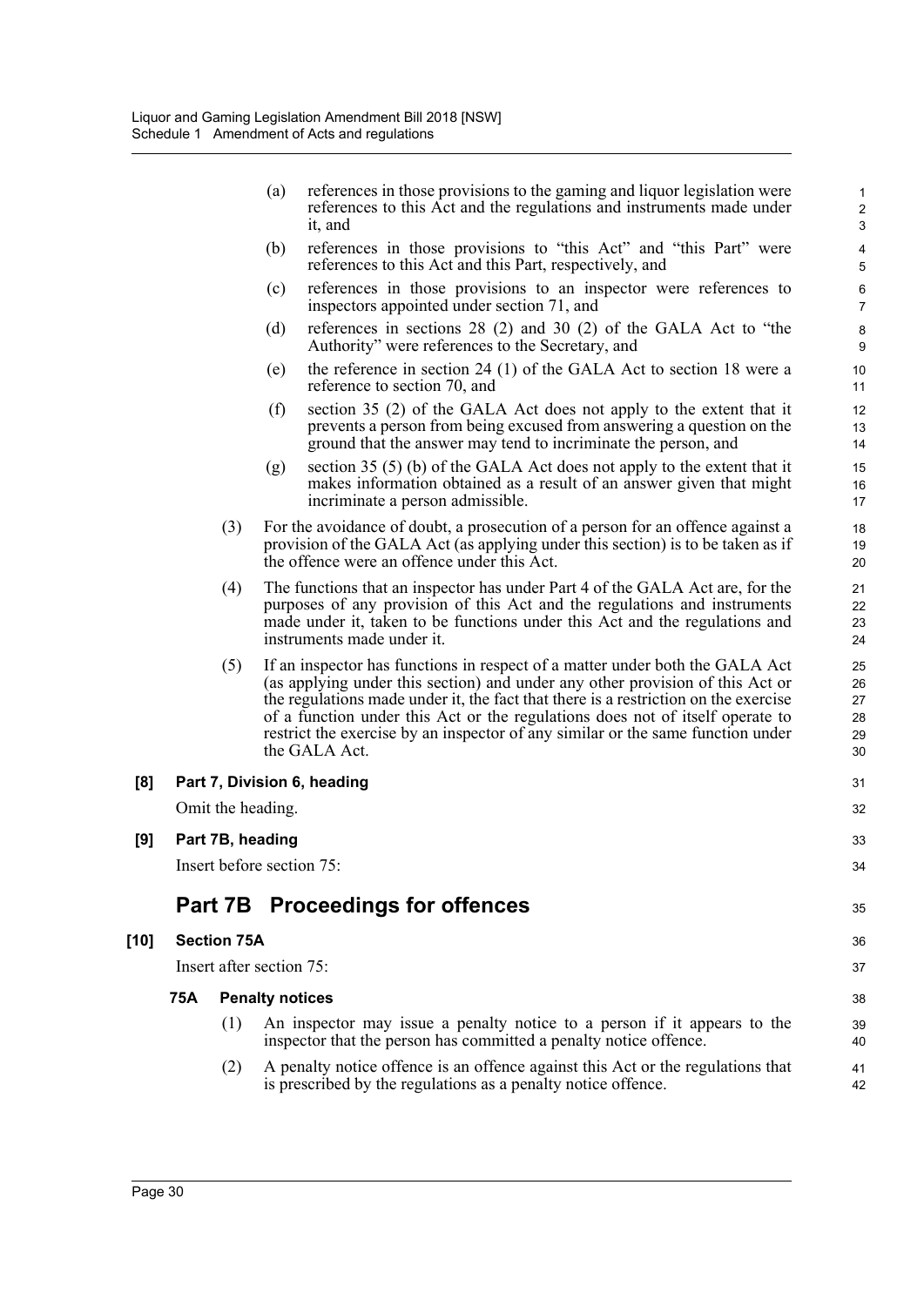(a) references in those provisions to the gaming and liquor legislation were references to this Act and the regulations and instruments made under it, and

(b) references in those provisions to "this Act" and "this Part" were references to this Act and this Part, respectively, and

(c) references in those provisions to an inspector were references to inspectors appointed under section 71, and

(d) references in sections 28 (2) and 30 (2) of the GALA Act to "the Authority" were references to the Secretary, and

(e) the reference in section 24 (1) of the GALA Act to section 18 were a reference to section 70, and

(f) section 35 (2) of the GALA Act does not apply to the extent that it prevents a person from being excused from answering a question on the ground that the answer may tend to incriminate the person, and

(g) section 35 (5) (b) of the GALA Act does not apply to the extent that it makes information obtained as a result of an answer given that might incriminate a person admissible.

(3) For the avoidance of doubt, a prosecution of a person for an offence against a provision of the GALA Act (as applying under this section) is to be taken as if the offence were an offence under this Act.

(4) The functions that an inspector has under Part 4 of the GALA Act are, for the purposes of any provision of this Act and the regulations and instruments made under it, taken to be functions under this Act and the regulations and instruments made under it.

(5) If an inspector has functions in respect of a matter under both the GALA Act (as applying under this section) and under any other provision of this Act or the regulations made under it, the fact that there is a restriction on the exercise of a function under this Act or the regulations does not of itself operate to restrict the exercise by an inspector of any similar or the same function under the GALA Act.

**[8] Part 7, Division 6, heading**

Omit the heading.

**[9] Part 7B, heading**

Insert before section 75:

## Part 7B Proceedings for offences

**[10] Section 75A**

Insert after section 75:

**75A Penalty notices**

(1) An inspector may issue a penalty notice to a person if it appears to the inspector that the person has committed a penalty notice offence.

(2) A penalty notice offence is an offence against this Act or the regulations that is prescribed by the regulations as a penalty notice offence.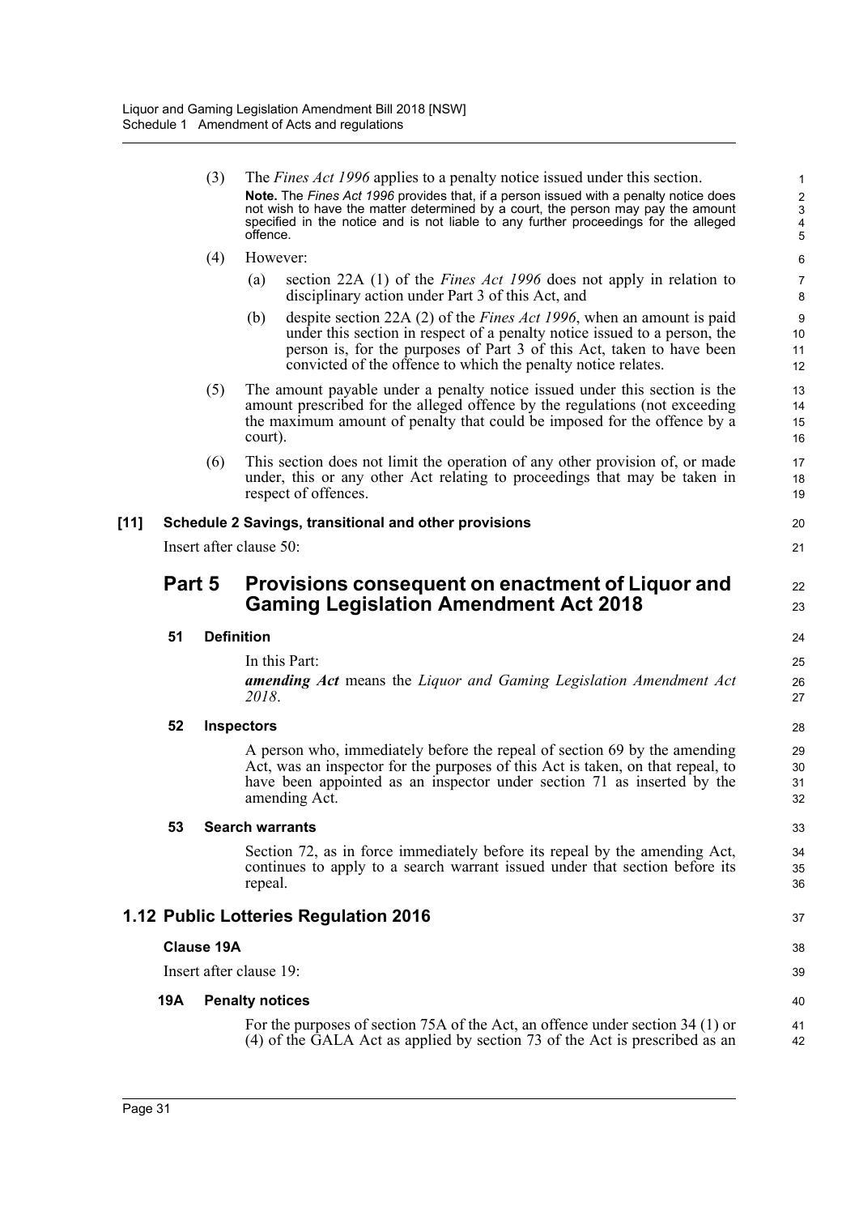(3) The *Fines Act 1996* applies to a penalty notice issued under this section.

**Note.** The *Fines Act 1996* provides that, if a person issued with a penalty notice does not wish to have the matter determined by a court, the person may pay the amount specified in the notice and is not liable to any further proceedings for the alleged offence.

(4) However:

(a) section 22A (1) of the *Fines Act 1996* does not apply in relation to disciplinary action under Part 3 of this Act, and

(b) despite section 22A (2) of the *Fines Act 1996*, when an amount is paid under this section in respect of a penalty notice issued to a person, the person is, for the purposes of Part 3 of this Act, taken to have been convicted of the offence to which the penalty notice relates.

(5) The amount payable under a penalty notice issued under this section is the amount prescribed for the alleged offence by the regulations (not exceeding the maximum amount of penalty that could be imposed for the offence by a court).

(6) This section does not limit the operation of any other provision of, or made under, this or any other Act relating to proceedings that may be taken in respect of offences.

**[11] Schedule 2 Savings, transitional and other provisions**

Insert after clause 50:

## Part 5 Provisions consequent on enactment of Liquor and Gaming Legislation Amendment Act 2018

**51 Definition**

In this Part:

***amending Act*** means the *Liquor and Gaming Legislation Amendment Act 2018*.

**52 Inspectors**

A person who, immediately before the repeal of section 69 by the amending Act, was an inspector for the purposes of this Act is taken, on that repeal, to have been appointed as an inspector under section 71 as inserted by the amending Act.

**53 Search warrants**

Section 72, as in force immediately before its repeal by the amending Act, continues to apply to a search warrant issued under that section before its repeal.

## 1.12 Public Lotteries Regulation 2016

**Clause 19A**

Insert after clause 19:

**19A Penalty notices**

For the purposes of section 75A of the Act, an offence under section 34 (1) or (4) of the GALA Act as applied by section 73 of the Act is prescribed as an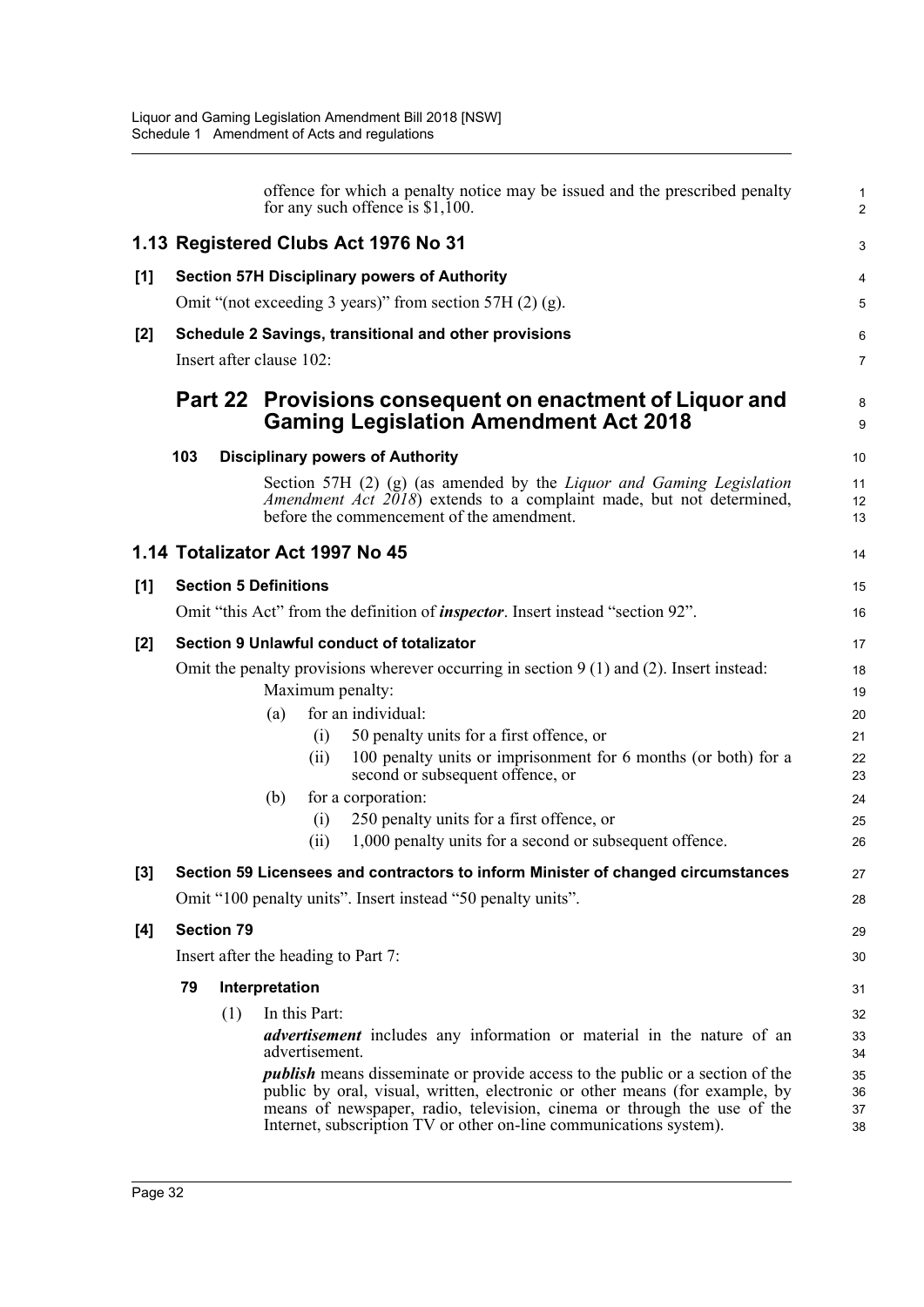offence for which a penalty notice may be issued and the prescribed penalty for any such offence is $1,100.

## 1.13 Registered Clubs Act 1976 No 31

**[1] Section 57H Disciplinary powers of Authority**

Omit "(not exceeding 3 years)" from section 57H (2) (g).

**[2] Schedule 2 Savings, transitional and other provisions**

Insert after clause 102:

### Part 22 Provisions consequent on enactment of Liquor and Gaming Legislation Amendment Act 2018

**103 Disciplinary powers of Authority**

Section 57H (2) (g) (as amended by the *Liquor and Gaming Legislation Amendment Act 2018*) extends to a complaint made, but not determined, before the commencement of the amendment.

## 1.14 Totalizator Act 1997 No 45

**[1] Section 5 Definitions**

Omit "this Act" from the definition of ***inspector***. Insert instead "section 92".

**[2] Section 9 Unlawful conduct of totalizator**

Omit the penalty provisions wherever occurring in section 9 (1) and (2). Insert instead:

Maximum penalty:

- (a) for an individual:
  - (i) 50 penalty units for a first offence, or
  - (ii) 100 penalty units or imprisonment for 6 months (or both) for a second or subsequent offence, or
- (b) for a corporation:
  - (i) 250 penalty units for a first offence, or
  - (ii) 1,000 penalty units for a second or subsequent offence.

**[3] Section 59 Licensees and contractors to inform Minister of changed circumstances**

Omit "100 penalty units". Insert instead "50 penalty units".

**[4] Section 79**

Insert after the heading to Part 7:

**79 Interpretation**

(1) In this Part:

***advertisement*** includes any information or material in the nature of an advertisement.

***publish*** means disseminate or provide access to the public or a section of the public by oral, visual, written, electronic or other means (for example, by means of newspaper, radio, television, cinema or through the use of the Internet, subscription TV or other on-line communications system).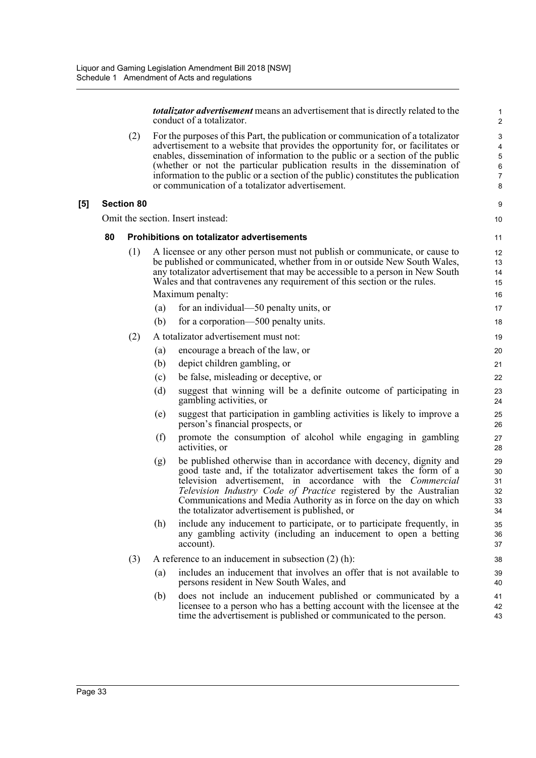***totalizator advertisement*** means an advertisement that is directly related to the conduct of a totalizator.

(2) For the purposes of this Part, the publication or communication of a totalizator advertisement to a website that provides the opportunity for, or facilitates or enables, dissemination of information to the public or a section of the public (whether or not the particular publication results in the dissemination of information to the public or a section of the public) constitutes the publication or communication of a totalizator advertisement.

### [5] Section 80

Omit the section. Insert instead:

#### 80 Prohibitions on totalizator advertisements

(1) A licensee or any other person must not publish or communicate, or cause to be published or communicated, whether from in or outside New South Wales, any totalizator advertisement that may be accessible to a person in New South Wales and that contravenes any requirement of this section or the rules.

Maximum penalty:

(a) for an individual—50 penalty units, or

(b) for a corporation—500 penalty units.

(2) A totalizator advertisement must not:

(a) encourage a breach of the law, or

(b) depict children gambling, or

(c) be false, misleading or deceptive, or

(d) suggest that winning will be a definite outcome of participating in gambling activities, or

(e) suggest that participation in gambling activities is likely to improve a person's financial prospects, or

(f) promote the consumption of alcohol while engaging in gambling activities, or

(g) be published otherwise than in accordance with decency, dignity and good taste and, if the totalizator advertisement takes the form of a television advertisement, in accordance with the *Commercial Television Industry Code of Practice* registered by the Australian Communications and Media Authority as in force on the day on which the totalizator advertisement is published, or

(h) include any inducement to participate, or to participate frequently, in any gambling activity (including an inducement to open a betting account).

(3) A reference to an inducement in subsection (2) (h):

(a) includes an inducement that involves an offer that is not available to persons resident in New South Wales, and

(b) does not include an inducement published or communicated by a licensee to a person who has a betting account with the licensee at the time the advertisement is published or communicated to the person.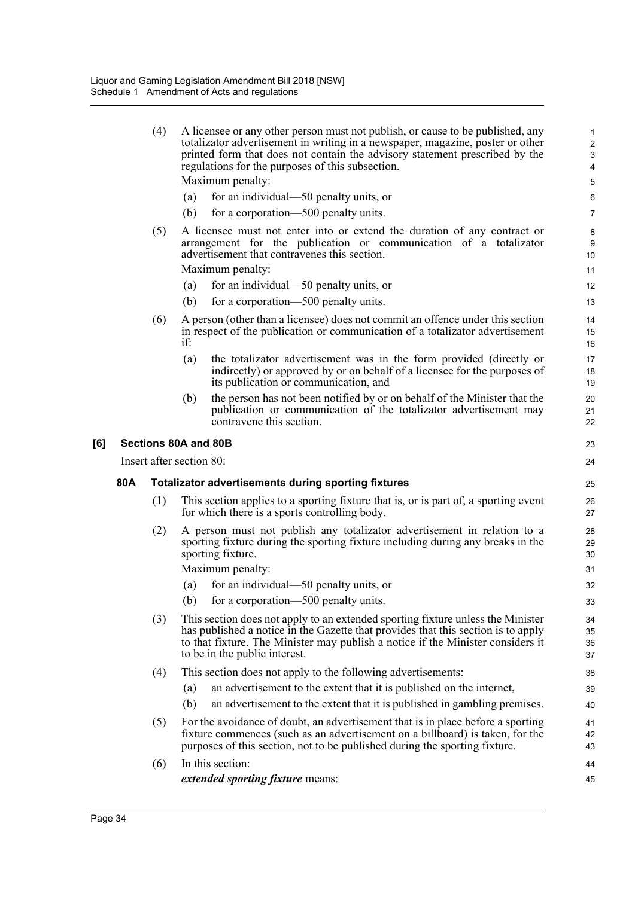(4) A licensee or any other person must not publish, or cause to be published, any totalizator advertisement in writing in a newspaper, magazine, poster or other printed form that does not contain the advisory statement prescribed by the regulations for the purposes of this subsection.

Maximum penalty:

(a) for an individual—50 penalty units, or

(b) for a corporation—500 penalty units.

(5) A licensee must not enter into or extend the duration of any contract or arrangement for the publication or communication of a totalizator advertisement that contravenes this section.

Maximum penalty:

(a) for an individual—50 penalty units, or

(b) for a corporation—500 penalty units.

(6) A person (other than a licensee) does not commit an offence under this section in respect of the publication or communication of a totalizator advertisement if:

(a) the totalizator advertisement was in the form provided (directly or indirectly) or approved by or on behalf of a licensee for the purposes of its publication or communication, and

(b) the person has not been notified by or on behalf of the Minister that the publication or communication of the totalizator advertisement may contravene this section.

**[6] Sections 80A and 80B**

Insert after section 80:

**80A Totalizator advertisements during sporting fixtures**

(1) This section applies to a sporting fixture that is, or is part of, a sporting event for which there is a sports controlling body.

(2) A person must not publish any totalizator advertisement in relation to a sporting fixture during the sporting fixture including during any breaks in the sporting fixture.

Maximum penalty:

(a) for an individual—50 penalty units, or

(b) for a corporation—500 penalty units.

(3) This section does not apply to an extended sporting fixture unless the Minister has published a notice in the Gazette that provides that this section is to apply to that fixture. The Minister may publish a notice if the Minister considers it to be in the public interest.

(4) This section does not apply to the following advertisements:

(a) an advertisement to the extent that it is published on the internet,

(b) an advertisement to the extent that it is published in gambling premises.

(5) For the avoidance of doubt, an advertisement that is in place before a sporting fixture commences (such as an advertisement on a billboard) is taken, for the purposes of this section, not to be published during the sporting fixture.

(6) In this section:

***extended sporting fixture*** means: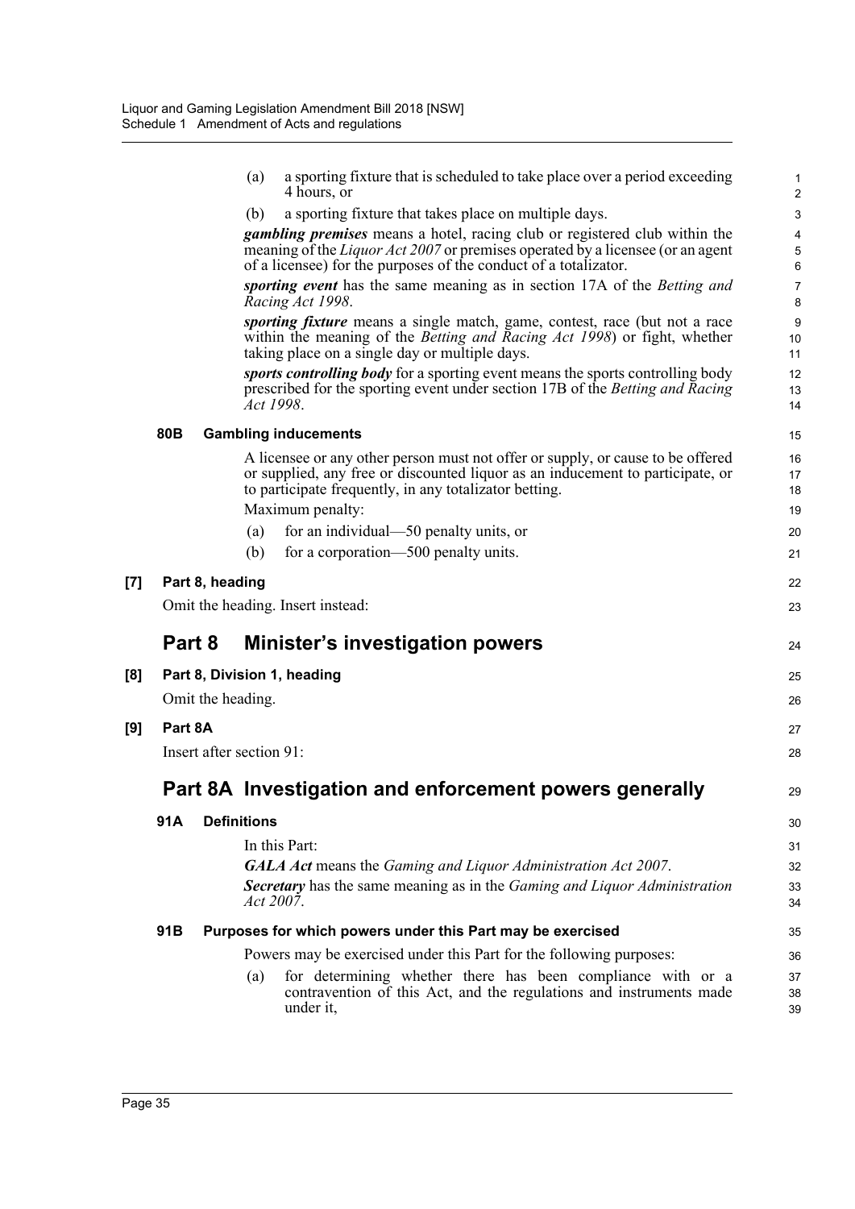(a) a sporting fixture that is scheduled to take place over a period exceeding 4 hours, or

(b) a sporting fixture that takes place on multiple days.

***gambling premises*** means a hotel, racing club or registered club within the meaning of the *Liquor Act 2007* or premises operated by a licensee (or an agent of a licensee) for the purposes of the conduct of a totalizator.

***sporting event*** has the same meaning as in section 17A of the *Betting and Racing Act 1998*.

***sporting fixture*** means a single match, game, contest, race (but not a race within the meaning of the *Betting and Racing Act 1998*) or fight, whether taking place on a single day or multiple days.

***sports controlling body*** for a sporting event means the sports controlling body prescribed for the sporting event under section 17B of the *Betting and Racing Act 1998*.

**80B Gambling inducements**

A licensee or any other person must not offer or supply, or cause to be offered or supplied, any free or discounted liquor as an inducement to participate, or to participate frequently, in any totalizator betting.

Maximum penalty:

(a) for an individual—50 penalty units, or

(b) for a corporation—500 penalty units.

**[7] Part 8, heading**

Omit the heading. Insert instead:

## Part 8 Minister's investigation powers

**[8] Part 8, Division 1, heading**

Omit the heading.

**[9] Part 8A**

Insert after section 91:

## Part 8A Investigation and enforcement powers generally

**91A Definitions**

In this Part:

***GALA Act*** means the *Gaming and Liquor Administration Act 2007*.

***Secretary*** has the same meaning as in the *Gaming and Liquor Administration Act 2007*.

**91B Purposes for which powers under this Part may be exercised**

Powers may be exercised under this Part for the following purposes:

(a) for determining whether there has been compliance with or a contravention of this Act, and the regulations and instruments made under it,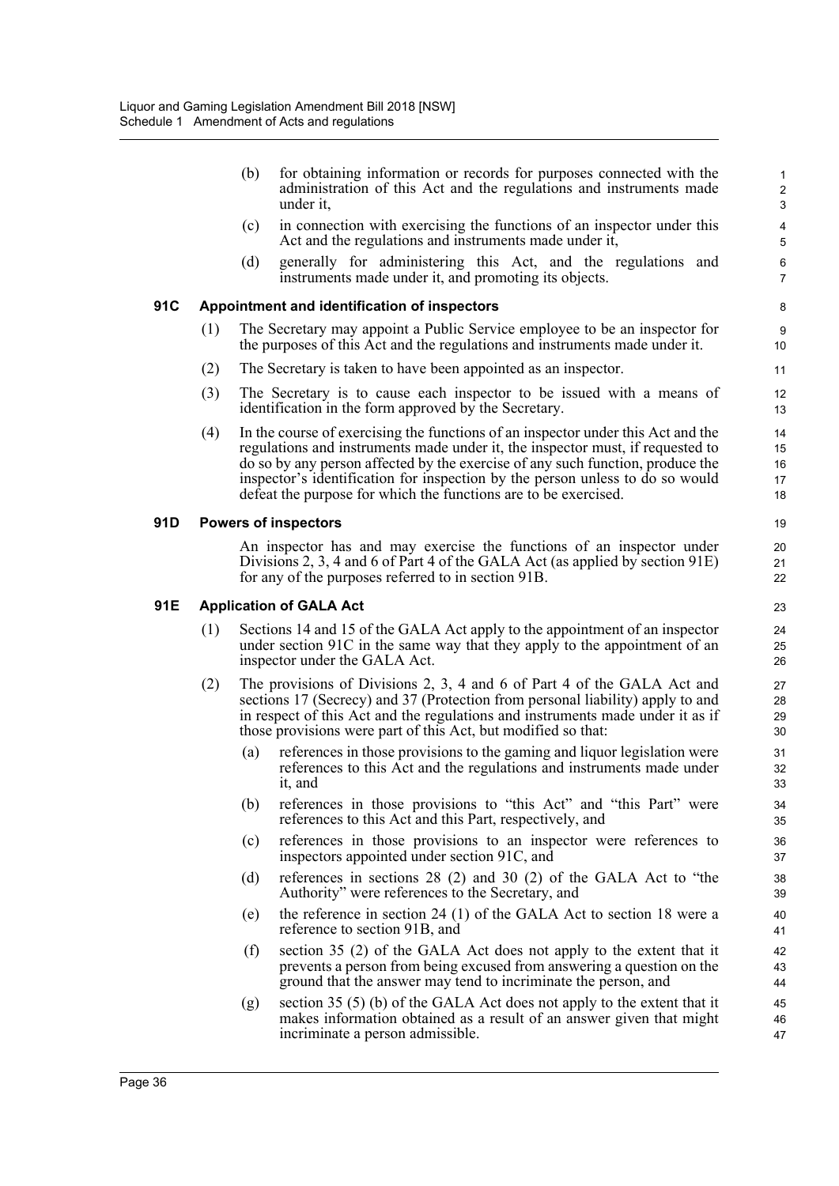(b) for obtaining information or records for purposes connected with the administration of this Act and the regulations and instruments made under it,

(c) in connection with exercising the functions of an inspector under this Act and the regulations and instruments made under it,

(d) generally for administering this Act, and the regulations and instruments made under it, and promoting its objects.

**91C Appointment and identification of inspectors**

(1) The Secretary may appoint a Public Service employee to be an inspector for the purposes of this Act and the regulations and instruments made under it.

(2) The Secretary is taken to have been appointed as an inspector.

(3) The Secretary is to cause each inspector to be issued with a means of identification in the form approved by the Secretary.

(4) In the course of exercising the functions of an inspector under this Act and the regulations and instruments made under it, the inspector must, if requested to do so by any person affected by the exercise of any such function, produce the inspector's identification for inspection by the person unless to do so would defeat the purpose for which the functions are to be exercised.

**91D Powers of inspectors**

An inspector has and may exercise the functions of an inspector under Divisions 2, 3, 4 and 6 of Part 4 of the GALA Act (as applied by section 91E) for any of the purposes referred to in section 91B.

**91E Application of GALA Act**

(1) Sections 14 and 15 of the GALA Act apply to the appointment of an inspector under section 91C in the same way that they apply to the appointment of an inspector under the GALA Act.

(2) The provisions of Divisions 2, 3, 4 and 6 of Part 4 of the GALA Act and sections 17 (Secrecy) and 37 (Protection from personal liability) apply to and in respect of this Act and the regulations and instruments made under it as if those provisions were part of this Act, but modified so that:

(a) references in those provisions to the gaming and liquor legislation were references to this Act and the regulations and instruments made under it, and

(b) references in those provisions to "this Act" and "this Part" were references to this Act and this Part, respectively, and

(c) references in those provisions to an inspector were references to inspectors appointed under section 91C, and

(d) references in sections 28 (2) and 30 (2) of the GALA Act to "the Authority" were references to the Secretary, and

(e) the reference in section 24 (1) of the GALA Act to section 18 were a reference to section 91B, and

(f) section 35 (2) of the GALA Act does not apply to the extent that it prevents a person from being excused from answering a question on the ground that the answer may tend to incriminate the person, and

(g) section 35 (5) (b) of the GALA Act does not apply to the extent that it makes information obtained as a result of an answer given that might incriminate a person admissible.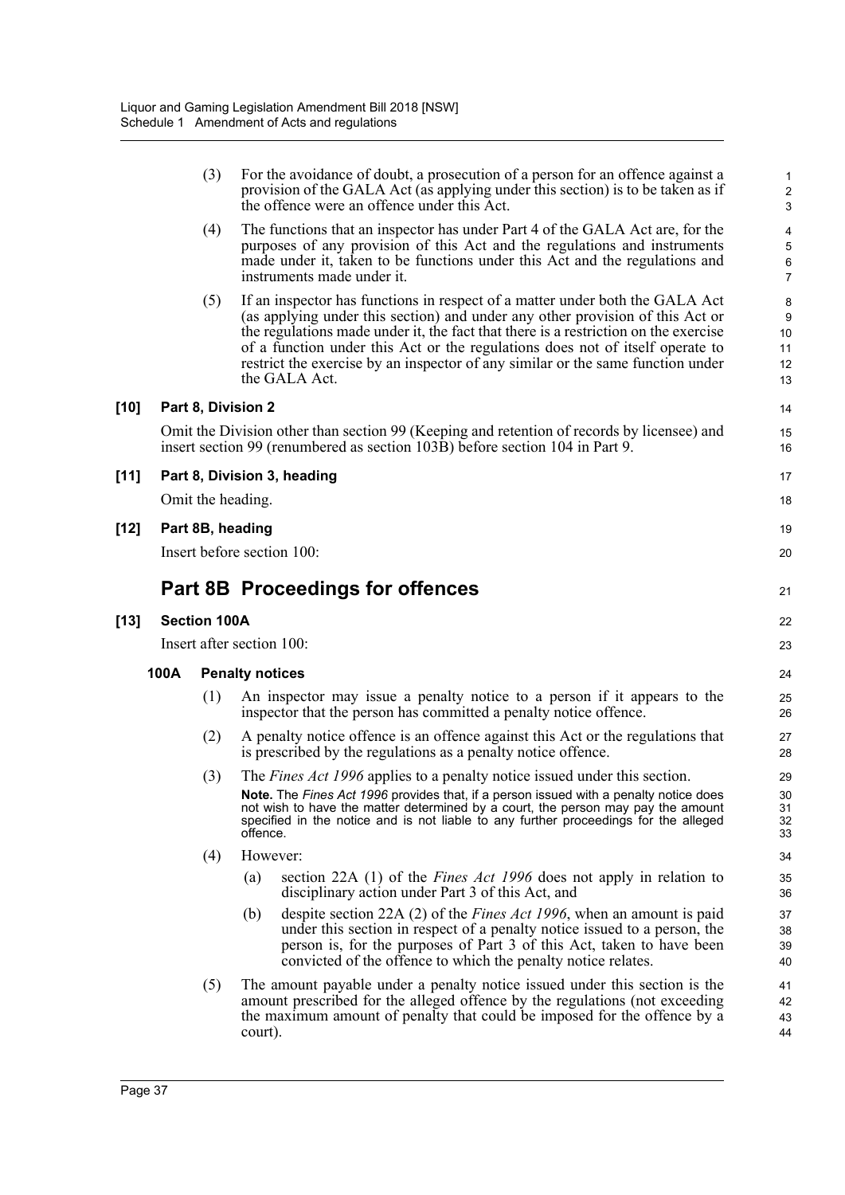(3) For the avoidance of doubt, a prosecution of a person for an offence against a provision of the GALA Act (as applying under this section) is to be taken as if the offence were an offence under this Act.

(4) The functions that an inspector has under Part 4 of the GALA Act are, for the purposes of any provision of this Act and the regulations and instruments made under it, taken to be functions under this Act and the regulations and instruments made under it.

(5) If an inspector has functions in respect of a matter under both the GALA Act (as applying under this section) and under any other provision of this Act or the regulations made under it, the fact that there is a restriction on the exercise of a function under this Act or the regulations does not of itself operate to restrict the exercise by an inspector of any similar or the same function under the GALA Act.

### [10] Part 8, Division 2

Omit the Division other than section 99 (Keeping and retention of records by licensee) and insert section 99 (renumbered as section 103B) before section 104 in Part 9.

### [11] Part 8, Division 3, heading

Omit the heading.

### [12] Part 8B, heading

Insert before section 100:

## Part 8B Proceedings for offences

### [13] Section 100A

Insert after section 100:

#### 100A Penalty notices

(1) An inspector may issue a penalty notice to a person if it appears to the inspector that the person has committed a penalty notice offence.

(2) A penalty notice offence is an offence against this Act or the regulations that is prescribed by the regulations as a penalty notice offence.

(3) The *Fines Act 1996* applies to a penalty notice issued under this section.

**Note.** The *Fines Act 1996* provides that, if a person issued with a penalty notice does not wish to have the matter determined by a court, the person may pay the amount specified in the notice and is not liable to any further proceedings for the alleged offence.

(4) However:

(a) section 22A (1) of the *Fines Act 1996* does not apply in relation to disciplinary action under Part 3 of this Act, and

(b) despite section 22A (2) of the *Fines Act 1996*, when an amount is paid under this section in respect of a penalty notice issued to a person, the person is, for the purposes of Part 3 of this Act, taken to have been convicted of the offence to which the penalty notice relates.

(5) The amount payable under a penalty notice issued under this section is the amount prescribed for the alleged offence by the regulations (not exceeding the maximum amount of penalty that could be imposed for the offence by a court).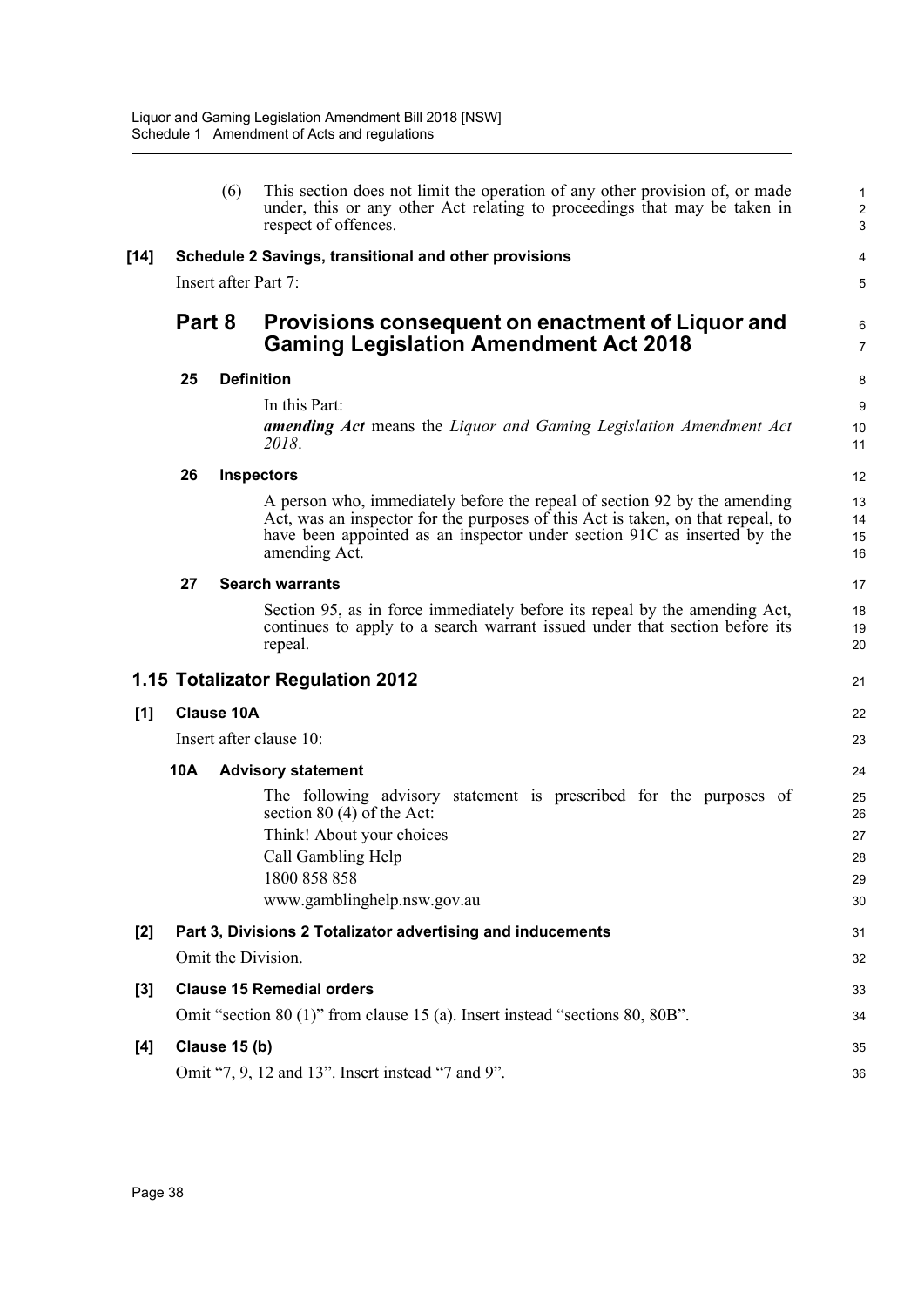(6) This section does not limit the operation of any other provision of, or made under, this or any other Act relating to proceedings that may be taken in respect of offences.

**[14] Schedule 2 Savings, transitional and other provisions**

Insert after Part 7:

## Part 8 Provisions consequent on enactment of Liquor and Gaming Legislation Amendment Act 2018

**25 Definition**

In this Part:

***amending Act*** means the *Liquor and Gaming Legislation Amendment Act 2018*.

**26 Inspectors**

A person who, immediately before the repeal of section 92 by the amending Act, was an inspector for the purposes of this Act is taken, on that repeal, to have been appointed as an inspector under section 91C as inserted by the amending Act.

**27 Search warrants**

Section 95, as in force immediately before its repeal by the amending Act, continues to apply to a search warrant issued under that section before its repeal.

## 1.15 Totalizator Regulation 2012

**[1] Clause 10A**

Insert after clause 10:

**10A Advisory statement**

The following advisory statement is prescribed for the purposes of section 80 (4) of the Act:

Think! About your choices

Call Gambling Help

1800 858 858

www.gamblinghelp.nsw.gov.au

**[2] Part 3, Divisions 2 Totalizator advertising and inducements**

Omit the Division.

**[3] Clause 15 Remedial orders**

Omit "section 80 (1)" from clause 15 (a). Insert instead "sections 80, 80B".

**[4] Clause 15 (b)**

Omit "7, 9, 12 and 13". Insert instead "7 and 9".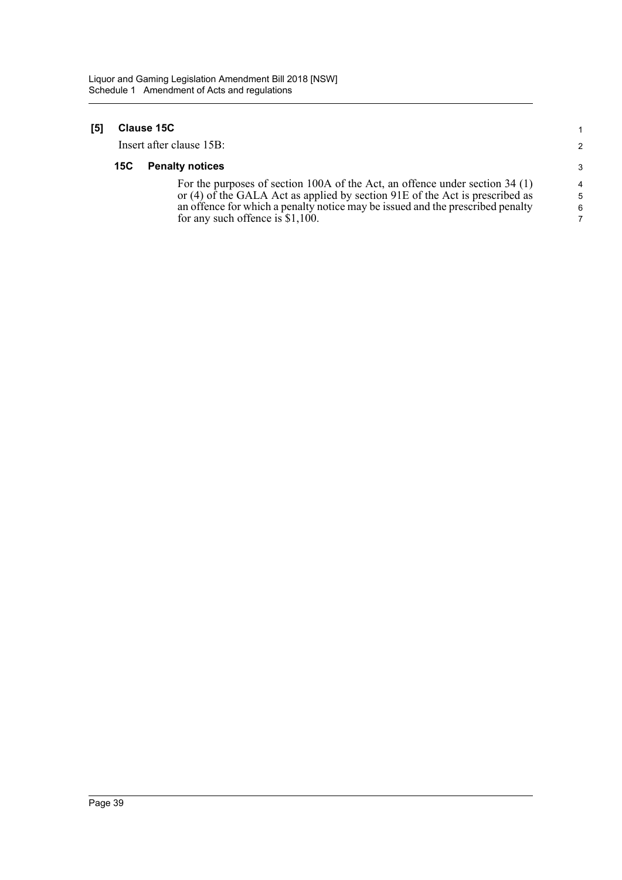**[5] Clause 15C**

Insert after clause 15B:

**15C Penalty notices**

For the purposes of section 100A of the Act, an offence under section 34 (1) or (4) of the GALA Act as applied by section 91E of the Act is prescribed as an offence for which a penalty notice may be issued and the prescribed penalty for any such offence is $1,100.